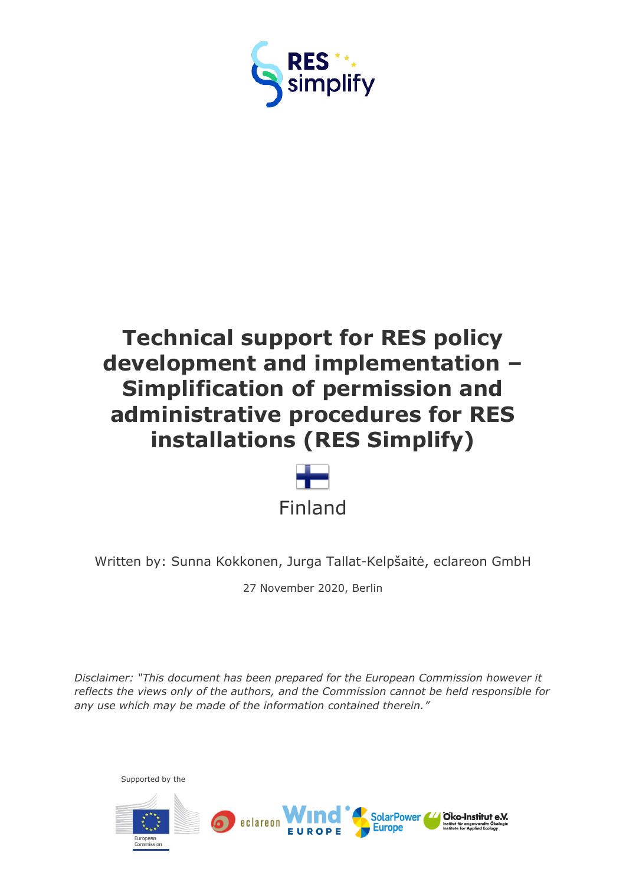RES simplify

# Technical support for RES policy development and implementation – Simplification of permission and administrative procedures for RES installations (RES Simplify)

Finland

Written by: Sunna Kokkonen, Jurga Tallat-Kelpšaitė, eclareon GmbH

27 November 2020, Berlin

*Disclaimer: "This document has been prepared for the European Commission however it reflects the views only of the authors, and the Commission cannot be held responsible for any use which may be made of the information contained therein."*

Supported by the

European Commission

eclareon

Wind Europe

SolarPower Europe

Öko-Institut e.V. Institut für angewandte Ökologie Institute for Applied Ecology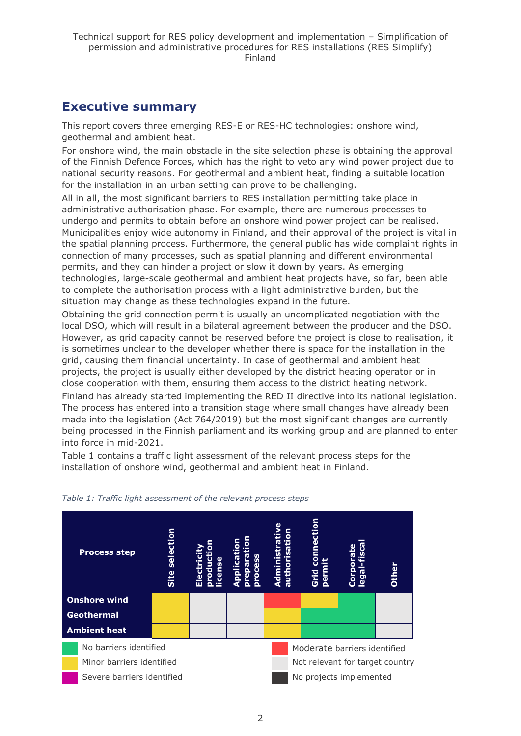## Executive summary

This report covers three emerging RES-E or RES-HC technologies: onshore wind, geothermal and ambient heat.

For onshore wind, the main obstacle in the site selection phase is obtaining the approval of the Finnish Defence Forces, which has the right to veto any wind power project due to national security reasons. For geothermal and ambient heat, finding a suitable location for the installation in an urban setting can prove to be challenging.

All in all, the most significant barriers to RES installation permitting take place in administrative authorisation phase. For example, there are numerous processes to undergo and permits to obtain before an onshore wind power project can be realised. Municipalities enjoy wide autonomy in Finland, and their approval of the project is vital in the spatial planning process. Furthermore, the general public has wide complaint rights in connection of many processes, such as spatial planning and different environmental permits, and they can hinder a project or slow it down by years. As emerging technologies, large-scale geothermal and ambient heat projects have, so far, been able to complete the authorisation process with a light administrative burden, but the situation may change as these technologies expand in the future.

Obtaining the grid connection permit is usually an uncomplicated negotiation with the local DSO, which will result in a bilateral agreement between the producer and the DSO. However, as grid capacity cannot be reserved before the project is close to realisation, it is sometimes unclear to the developer whether there is space for the installation in the grid, causing them financial uncertainty. In case of geothermal and ambient heat projects, the project is usually either developed by the district heating operator or in close cooperation with them, ensuring them access to the district heating network.

Finland has already started implementing the RED II directive into its national legislation. The process has entered into a transition stage where small changes have already been made into the legislation (Act 764/2019) but the most significant changes are currently being processed in the Finnish parliament and its working group and are planned to enter into force in mid-2021.

Table 1 contains a traffic light assessment of the relevant process steps for the installation of onshore wind, geothermal and ambient heat in Finland.

*Table 1: Traffic light assessment of the relevant process steps*

| Process step | Site selection | Electricity production license | Application preparation process | Administrative authorisation | Grid connection permit | Corporate legal-fiscal | Other |
|---|---|---|---|---|---|---|---|
| Onshore wind | Minor barriers identified | Not relevant for target country | Not relevant for target country | Moderate barriers identified | Minor barriers identified | No barriers identified | Not relevant for target country |
| Geothermal | Minor barriers identified | Not relevant for target country | Not relevant for target country | Minor barriers identified | No barriers identified | No barriers identified | Not relevant for target country |
| Ambient heat | Minor barriers identified | Not relevant for target country | Not relevant for target country | Minor barriers identified | No barriers identified | No barriers identified | Not relevant for target country |

Legend: No barriers identified (green); Minor barriers identified (yellow); Severe barriers identified (magenta); Moderate barriers identified (red); Not relevant for target country (light grey); No projects implemented (dark grey)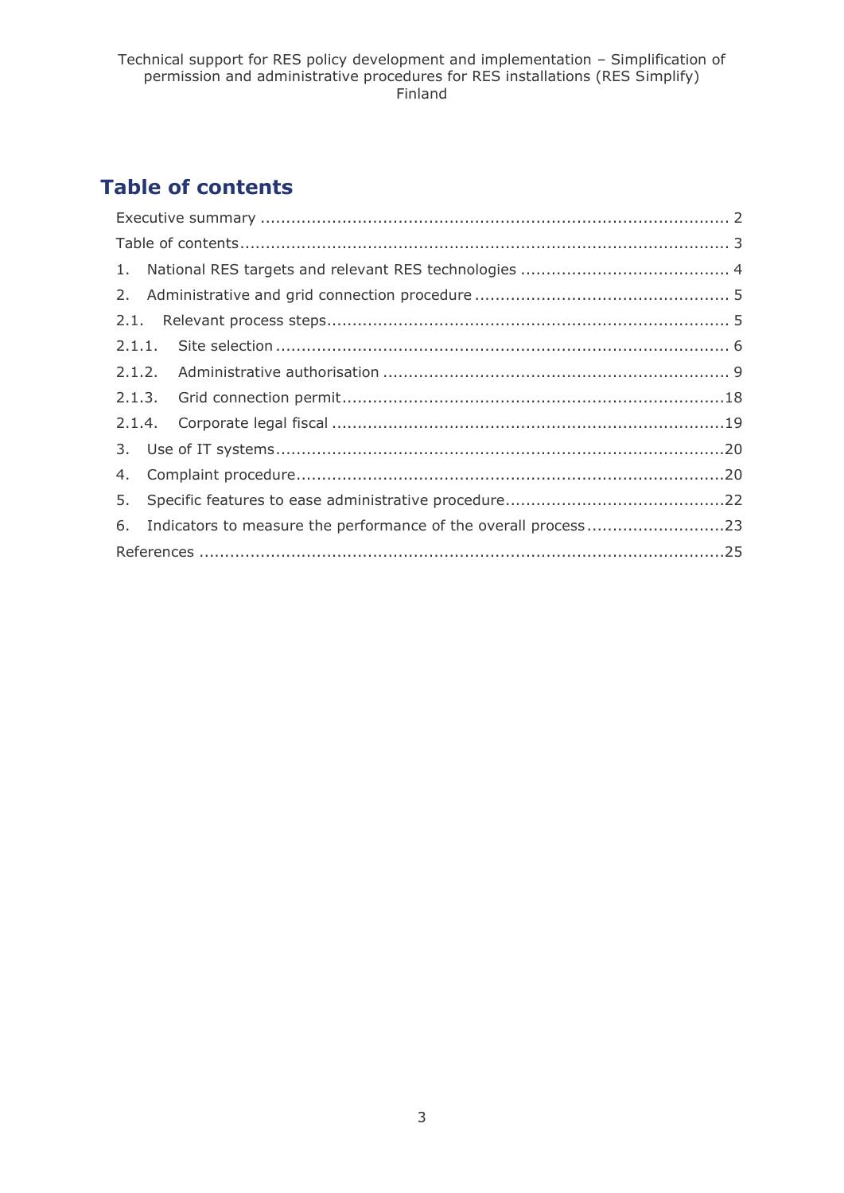# Table of contents

Executive summary ........................................................................................... 2

Table of contents............................................................................................... 3

1. National RES targets and relevant RES technologies ........................................ 4

2. Administrative and grid connection procedure ................................................. 5

2.1. Relevant process steps.............................................................................. 5

2.1.1. Site selection ........................................................................................ 6

2.1.2. Administrative authorisation .................................................................... 9

2.1.3. Grid connection permit...........................................................................18

2.1.4. Corporate legal fiscal .............................................................................19

3. Use of IT systems.......................................................................................20

4. Complaint procedure...................................................................................20

5. Specific features to ease administrative procedure...........................................22

6. Indicators to measure the performance of the overall process ...........................23

References .....................................................................................................25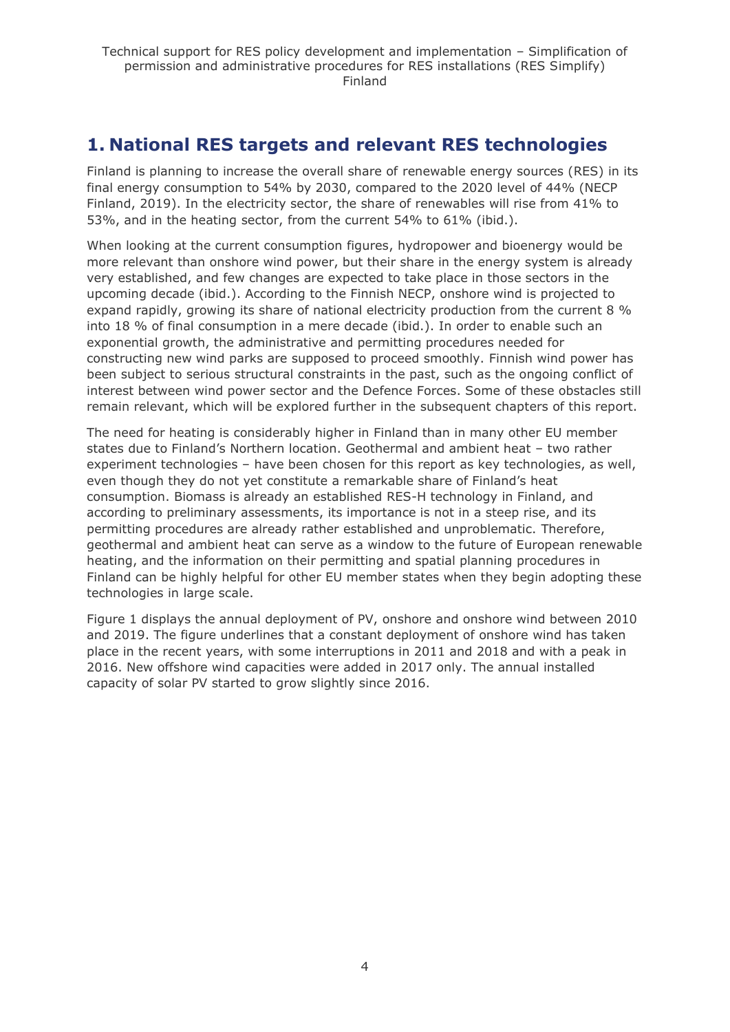## 1. National RES targets and relevant RES technologies

Finland is planning to increase the overall share of renewable energy sources (RES) in its final energy consumption to 54% by 2030, compared to the 2020 level of 44% (NECP Finland, 2019). In the electricity sector, the share of renewables will rise from 41% to 53%, and in the heating sector, from the current 54% to 61% (ibid.).

When looking at the current consumption figures, hydropower and bioenergy would be more relevant than onshore wind power, but their share in the energy system is already very established, and few changes are expected to take place in those sectors in the upcoming decade (ibid.). According to the Finnish NECP, onshore wind is projected to expand rapidly, growing its share of national electricity production from the current 8 % into 18 % of final consumption in a mere decade (ibid.). In order to enable such an exponential growth, the administrative and permitting procedures needed for constructing new wind parks are supposed to proceed smoothly. Finnish wind power has been subject to serious structural constraints in the past, such as the ongoing conflict of interest between wind power sector and the Defence Forces. Some of these obstacles still remain relevant, which will be explored further in the subsequent chapters of this report.

The need for heating is considerably higher in Finland than in many other EU member states due to Finland's Northern location. Geothermal and ambient heat – two rather experiment technologies – have been chosen for this report as key technologies, as well, even though they do not yet constitute a remarkable share of Finland's heat consumption. Biomass is already an established RES-H technology in Finland, and according to preliminary assessments, its importance is not in a steep rise, and its permitting procedures are already rather established and unproblematic. Therefore, geothermal and ambient heat can serve as a window to the future of European renewable heating, and the information on their permitting and spatial planning procedures in Finland can be highly helpful for other EU member states when they begin adopting these technologies in large scale.

Figure 1 displays the annual deployment of PV, onshore and onshore wind between 2010 and 2019. The figure underlines that a constant deployment of onshore wind has taken place in the recent years, with some interruptions in 2011 and 2018 and with a peak in 2016. New offshore wind capacities were added in 2017 only. The annual installed capacity of solar PV started to grow slightly since 2016.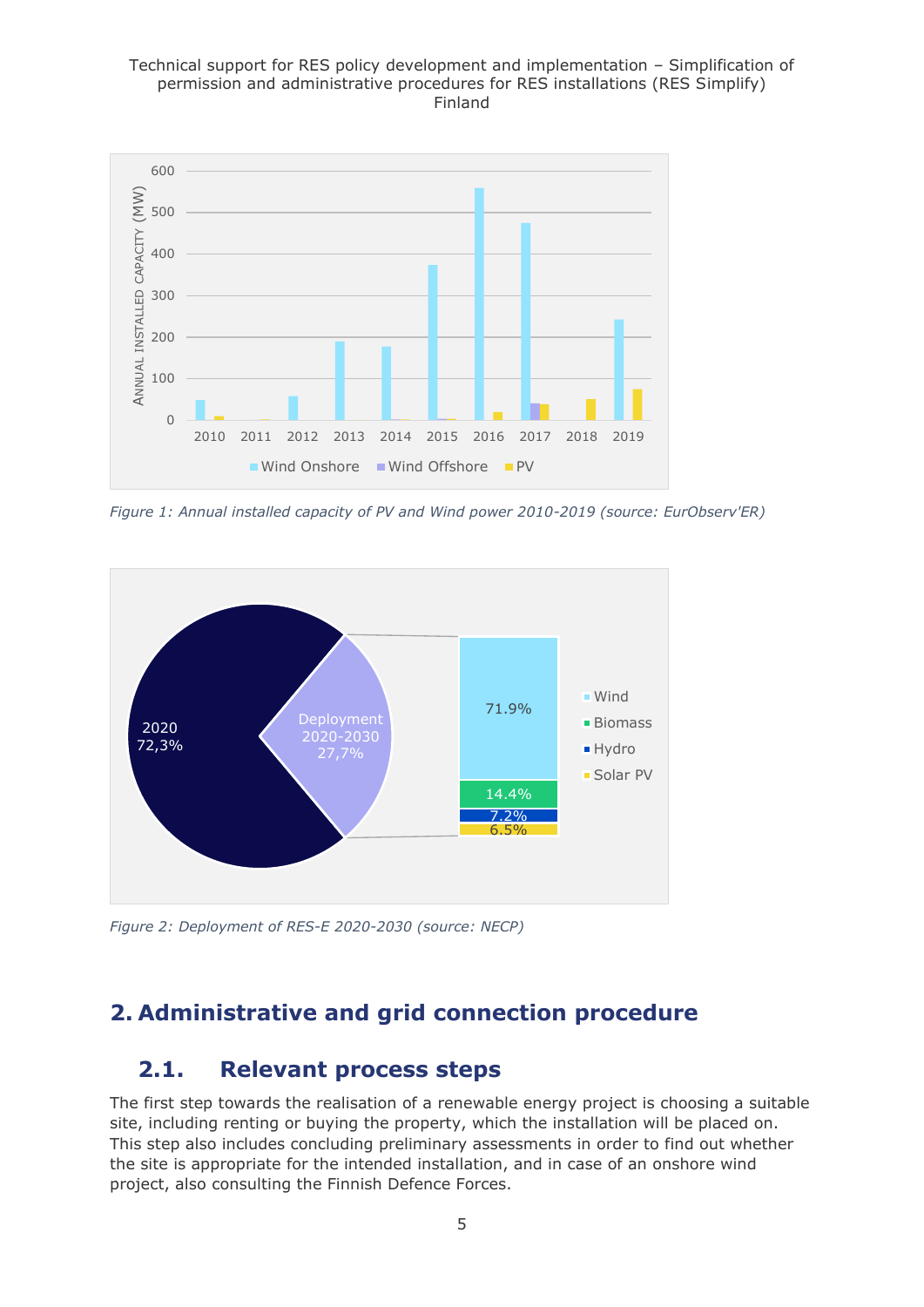*Figure 1: Annual installed capacity of PV and Wind power 2010-2019 (source: EurObserv'ER)*

*Figure 2: Deployment of RES-E 2020-2030 (source: NECP)*

## 2. Administrative and grid connection procedure

### 2.1. Relevant process steps

The first step towards the realisation of a renewable energy project is choosing a suitable site, including renting or buying the property, which the installation will be placed on. This step also includes concluding preliminary assessments in order to find out whether the site is appropriate for the intended installation, and in case of an onshore wind project, also consulting the Finnish Defence Forces.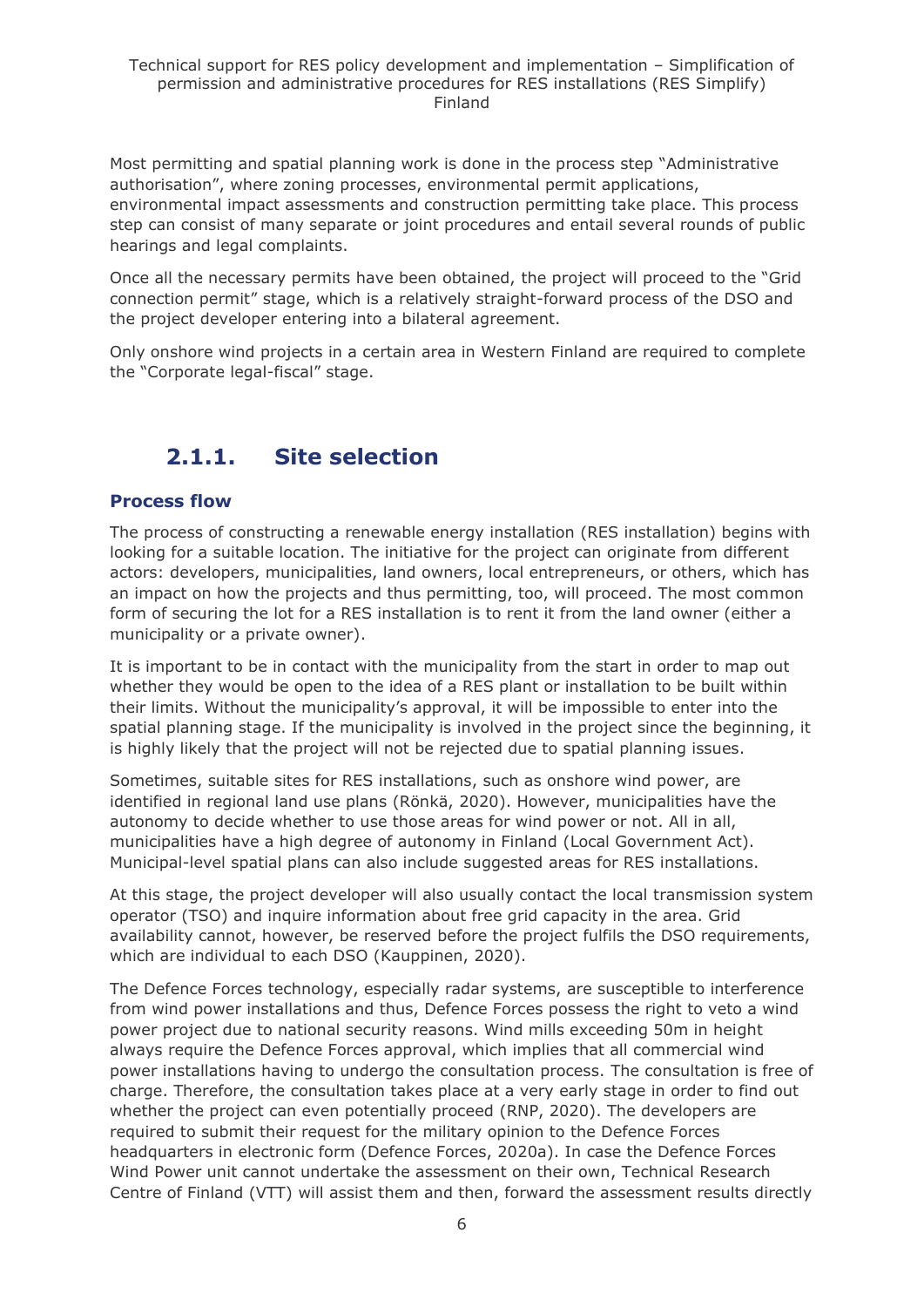Most permitting and spatial planning work is done in the process step "Administrative authorisation", where zoning processes, environmental permit applications, environmental impact assessments and construction permitting take place. This process step can consist of many separate or joint procedures and entail several rounds of public hearings and legal complaints.

Once all the necessary permits have been obtained, the project will proceed to the "Grid connection permit" stage, which is a relatively straight-forward process of the DSO and the project developer entering into a bilateral agreement.

Only onshore wind projects in a certain area in Western Finland are required to complete the "Corporate legal-fiscal" stage.

### 2.1.1. Site selection

#### Process flow

The process of constructing a renewable energy installation (RES installation) begins with looking for a suitable location. The initiative for the project can originate from different actors: developers, municipalities, land owners, local entrepreneurs, or others, which has an impact on how the projects and thus permitting, too, will proceed. The most common form of securing the lot for a RES installation is to rent it from the land owner (either a municipality or a private owner).

It is important to be in contact with the municipality from the start in order to map out whether they would be open to the idea of a RES plant or installation to be built within their limits. Without the municipality's approval, it will be impossible to enter into the spatial planning stage. If the municipality is involved in the project since the beginning, it is highly likely that the project will not be rejected due to spatial planning issues.

Sometimes, suitable sites for RES installations, such as onshore wind power, are identified in regional land use plans (Rönkä, 2020). However, municipalities have the autonomy to decide whether to use those areas for wind power or not. All in all, municipalities have a high degree of autonomy in Finland (Local Government Act). Municipal-level spatial plans can also include suggested areas for RES installations.

At this stage, the project developer will also usually contact the local transmission system operator (TSO) and inquire information about free grid capacity in the area. Grid availability cannot, however, be reserved before the project fulfils the DSO requirements, which are individual to each DSO (Kauppinen, 2020).

The Defence Forces technology, especially radar systems, are susceptible to interference from wind power installations and thus, Defence Forces possess the right to veto a wind power project due to national security reasons. Wind mills exceeding 50m in height always require the Defence Forces approval, which implies that all commercial wind power installations having to undergo the consultation process. The consultation is free of charge. Therefore, the consultation takes place at a very early stage in order to find out whether the project can even potentially proceed (RNP, 2020). The developers are required to submit their request for the military opinion to the Defence Forces headquarters in electronic form (Defence Forces, 2020a). In case the Defence Forces Wind Power unit cannot undertake the assessment on their own, Technical Research Centre of Finland (VTT) will assist them and then, forward the assessment results directly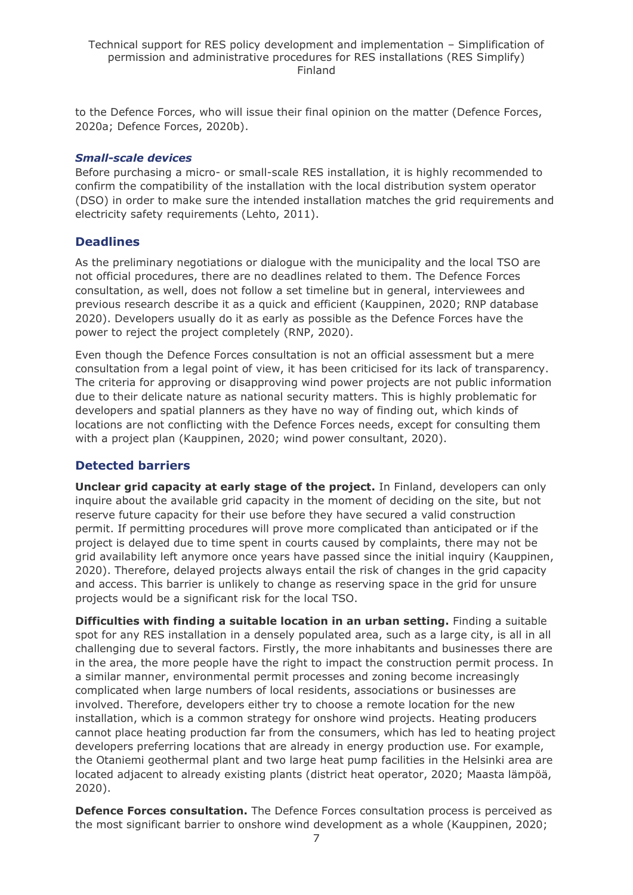to the Defence Forces, who will issue their final opinion on the matter (Defence Forces, 2020a; Defence Forces, 2020b).

#### *Small-scale devices*

Before purchasing a micro- or small-scale RES installation, it is highly recommended to confirm the compatibility of the installation with the local distribution system operator (DSO) in order to make sure the intended installation matches the grid requirements and electricity safety requirements (Lehto, 2011).

### Deadlines

As the preliminary negotiations or dialogue with the municipality and the local TSO are not official procedures, there are no deadlines related to them. The Defence Forces consultation, as well, does not follow a set timeline but in general, interviewees and previous research describe it as a quick and efficient (Kauppinen, 2020; RNP database 2020). Developers usually do it as early as possible as the Defence Forces have the power to reject the project completely (RNP, 2020).

Even though the Defence Forces consultation is not an official assessment but a mere consultation from a legal point of view, it has been criticised for its lack of transparency. The criteria for approving or disapproving wind power projects are not public information due to their delicate nature as national security matters. This is highly problematic for developers and spatial planners as they have no way of finding out, which kinds of locations are not conflicting with the Defence Forces needs, except for consulting them with a project plan (Kauppinen, 2020; wind power consultant, 2020).

### Detected barriers

**Unclear grid capacity at early stage of the project.** In Finland, developers can only inquire about the available grid capacity in the moment of deciding on the site, but not reserve future capacity for their use before they have secured a valid construction permit. If permitting procedures will prove more complicated than anticipated or if the project is delayed due to time spent in courts caused by complaints, there may not be grid availability left anymore once years have passed since the initial inquiry (Kauppinen, 2020). Therefore, delayed projects always entail the risk of changes in the grid capacity and access. This barrier is unlikely to change as reserving space in the grid for unsure projects would be a significant risk for the local TSO.

**Difficulties with finding a suitable location in an urban setting.** Finding a suitable spot for any RES installation in a densely populated area, such as a large city, is all in all challenging due to several factors. Firstly, the more inhabitants and businesses there are in the area, the more people have the right to impact the construction permit process. In a similar manner, environmental permit processes and zoning become increasingly complicated when large numbers of local residents, associations or businesses are involved. Therefore, developers either try to choose a remote location for the new installation, which is a common strategy for onshore wind projects. Heating producers cannot place heating production far from the consumers, which has led to heating project developers preferring locations that are already in energy production use. For example, the Otaniemi geothermal plant and two large heat pump facilities in the Helsinki area are located adjacent to already existing plants (district heat operator, 2020; Maasta lämpöä, 2020).

**Defence Forces consultation.** The Defence Forces consultation process is perceived as the most significant barrier to onshore wind development as a whole (Kauppinen, 2020;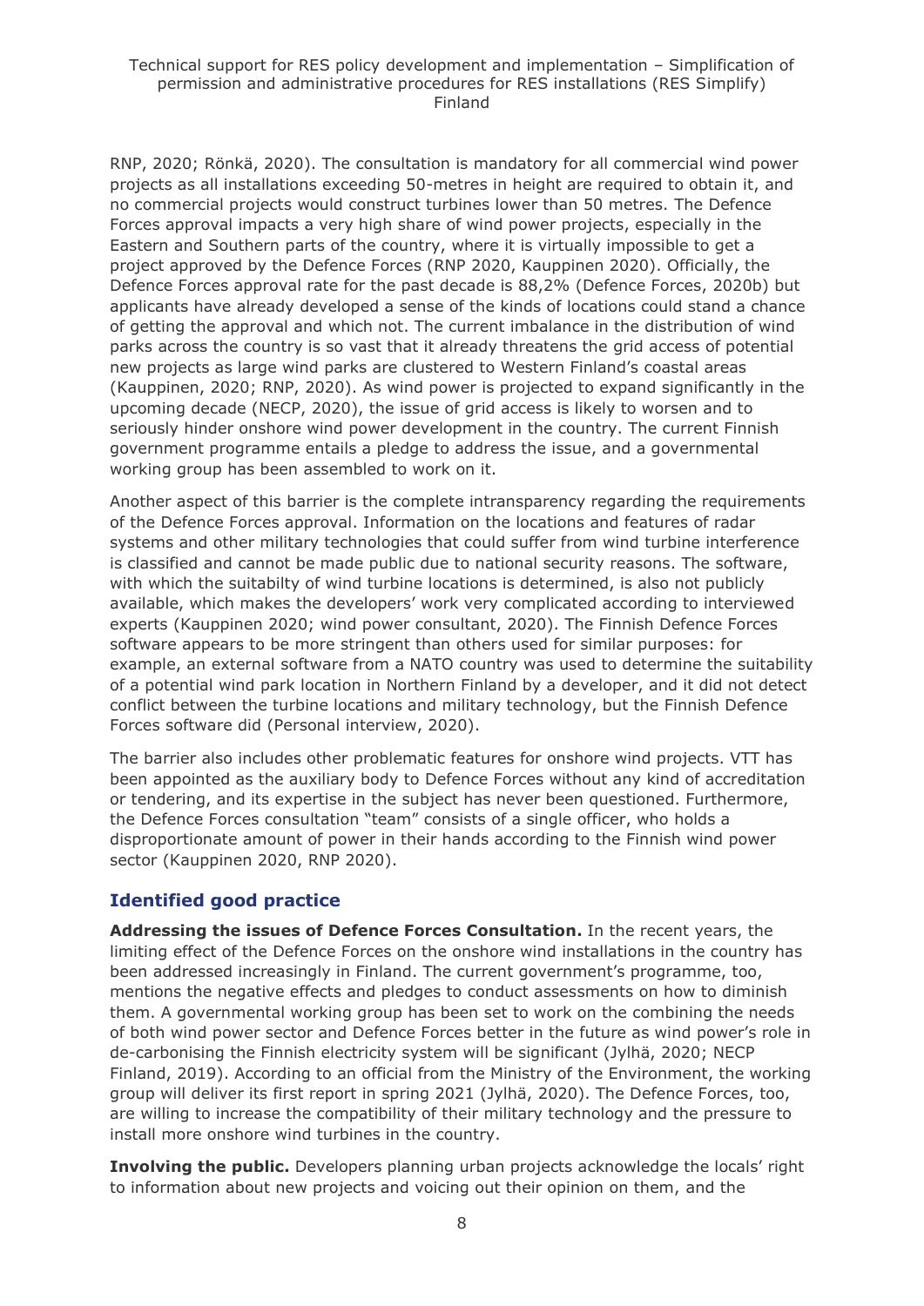RNP, 2020; Rönkä, 2020). The consultation is mandatory for all commercial wind power projects as all installations exceeding 50-metres in height are required to obtain it, and no commercial projects would construct turbines lower than 50 metres. The Defence Forces approval impacts a very high share of wind power projects, especially in the Eastern and Southern parts of the country, where it is virtually impossible to get a project approved by the Defence Forces (RNP 2020, Kauppinen 2020). Officially, the Defence Forces approval rate for the past decade is 88,2% (Defence Forces, 2020b) but applicants have already developed a sense of the kinds of locations could stand a chance of getting the approval and which not. The current imbalance in the distribution of wind parks across the country is so vast that it already threatens the grid access of potential new projects as large wind parks are clustered to Western Finland's coastal areas (Kauppinen, 2020; RNP, 2020). As wind power is projected to expand significantly in the upcoming decade (NECP, 2020), the issue of grid access is likely to worsen and to seriously hinder onshore wind power development in the country. The current Finnish government programme entails a pledge to address the issue, and a governmental working group has been assembled to work on it.

Another aspect of this barrier is the complete intransparency regarding the requirements of the Defence Forces approval. Information on the locations and features of radar systems and other military technologies that could suffer from wind turbine interference is classified and cannot be made public due to national security reasons. The software, with which the suitabilty of wind turbine locations is determined, is also not publicly available, which makes the developers' work very complicated according to interviewed experts (Kauppinen 2020; wind power consultant, 2020). The Finnish Defence Forces software appears to be more stringent than others used for similar purposes: for example, an external software from a NATO country was used to determine the suitability of a potential wind park location in Northern Finland by a developer, and it did not detect conflict between the turbine locations and military technology, but the Finnish Defence Forces software did (Personal interview, 2020).

The barrier also includes other problematic features for onshore wind projects. VTT has been appointed as the auxiliary body to Defence Forces without any kind of accreditation or tendering, and its expertise in the subject has never been questioned. Furthermore, the Defence Forces consultation "team" consists of a single officer, who holds a disproportionate amount of power in their hands according to the Finnish wind power sector (Kauppinen 2020, RNP 2020).

## Identified good practice

**Addressing the issues of Defence Forces Consultation.** In the recent years, the limiting effect of the Defence Forces on the onshore wind installations in the country has been addressed increasingly in Finland. The current government's programme, too, mentions the negative effects and pledges to conduct assessments on how to diminish them. A governmental working group has been set to work on the combining the needs of both wind power sector and Defence Forces better in the future as wind power's role in de-carbonising the Finnish electricity system will be significant (Jylhä, 2020; NECP Finland, 2019). According to an official from the Ministry of the Environment, the working group will deliver its first report in spring 2021 (Jylhä, 2020). The Defence Forces, too, are willing to increase the compatibility of their military technology and the pressure to install more onshore wind turbines in the country.

**Involving the public.** Developers planning urban projects acknowledge the locals' right to information about new projects and voicing out their opinion on them, and the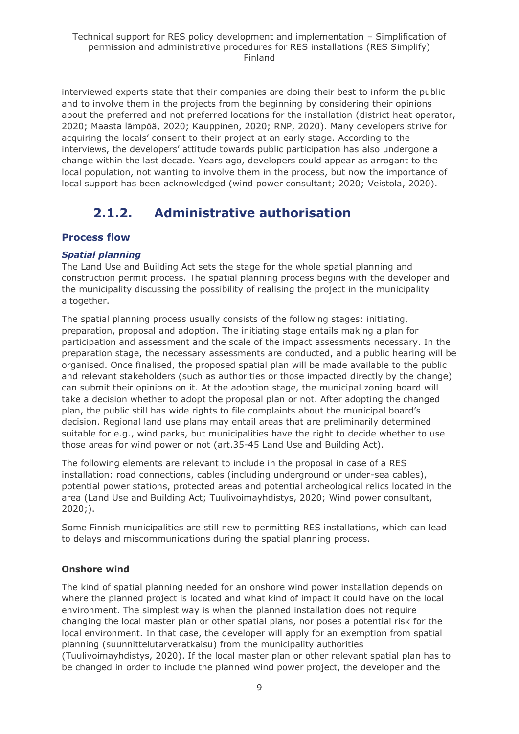interviewed experts state that their companies are doing their best to inform the public and to involve them in the projects from the beginning by considering their opinions about the preferred and not preferred locations for the installation (district heat operator, 2020; Maasta lämpöä, 2020; Kauppinen, 2020; RNP, 2020). Many developers strive for acquiring the locals' consent to their project at an early stage. According to the interviews, the developers' attitude towards public participation has also undergone a change within the last decade. Years ago, developers could appear as arrogant to the local population, not wanting to involve them in the process, but now the importance of local support has been acknowledged (wind power consultant; 2020; Veistola, 2020).

### 2.1.2. Administrative authorisation

#### Process flow

***Spatial planning***

The Land Use and Building Act sets the stage for the whole spatial planning and construction permit process. The spatial planning process begins with the developer and the municipality discussing the possibility of realising the project in the municipality altogether.

The spatial planning process usually consists of the following stages: initiating, preparation, proposal and adoption. The initiating stage entails making a plan for participation and assessment and the scale of the impact assessments necessary. In the preparation stage, the necessary assessments are conducted, and a public hearing will be organised. Once finalised, the proposed spatial plan will be made available to the public and relevant stakeholders (such as authorities or those impacted directly by the change) can submit their opinions on it. At the adoption stage, the municipal zoning board will take a decision whether to adopt the proposal plan or not. After adopting the changed plan, the public still has wide rights to file complaints about the municipal board's decision. Regional land use plans may entail areas that are preliminarily determined suitable for e.g., wind parks, but municipalities have the right to decide whether to use those areas for wind power or not (art.35-45 Land Use and Building Act).

The following elements are relevant to include in the proposal in case of a RES installation: road connections, cables (including underground or under-sea cables), potential power stations, protected areas and potential archeological relics located in the area (Land Use and Building Act; Tuulivoimayhdistys, 2020; Wind power consultant, 2020;).

Some Finnish municipalities are still new to permitting RES installations, which can lead to delays and miscommunications during the spatial planning process.

**Onshore wind**

The kind of spatial planning needed for an onshore wind power installation depends on where the planned project is located and what kind of impact it could have on the local environment. The simplest way is when the planned installation does not require changing the local master plan or other spatial plans, nor poses a potential risk for the local environment. In that case, the developer will apply for an exemption from spatial planning (suunnittelutarveratkaisu) from the municipality authorities (Tuulivoimayhdistys, 2020). If the local master plan or other relevant spatial plan has to be changed in order to include the planned wind power project, the developer and the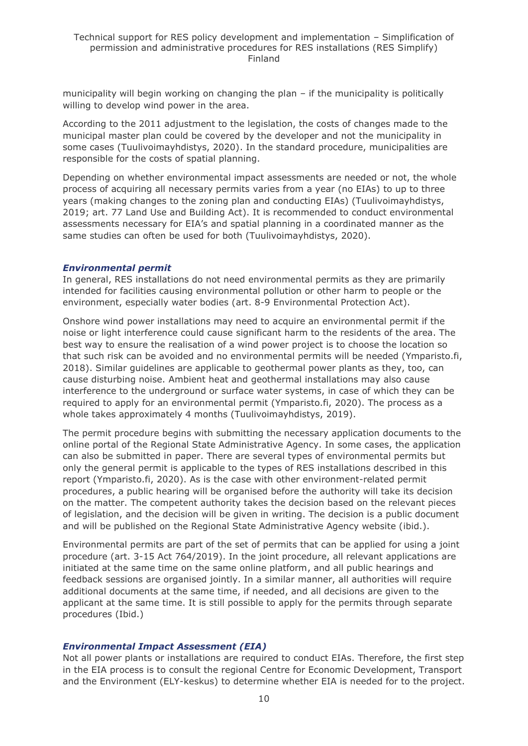municipality will begin working on changing the plan – if the municipality is politically willing to develop wind power in the area.

According to the 2011 adjustment to the legislation, the costs of changes made to the municipal master plan could be covered by the developer and not the municipality in some cases (Tuulivoimayhdistys, 2020). In the standard procedure, municipalities are responsible for the costs of spatial planning.

Depending on whether environmental impact assessments are needed or not, the whole process of acquiring all necessary permits varies from a year (no EIAs) to up to three years (making changes to the zoning plan and conducting EIAs) (Tuulivoimayhdistys, 2019; art. 77 Land Use and Building Act). It is recommended to conduct environmental assessments necessary for EIA's and spatial planning in a coordinated manner as the same studies can often be used for both (Tuulivoimayhdistys, 2020).

### *Environmental permit*

In general, RES installations do not need environmental permits as they are primarily intended for facilities causing environmental pollution or other harm to people or the environment, especially water bodies (art. 8-9 Environmental Protection Act).

Onshore wind power installations may need to acquire an environmental permit if the noise or light interference could cause significant harm to the residents of the area. The best way to ensure the realisation of a wind power project is to choose the location so that such risk can be avoided and no environmental permits will be needed (Ymparisto.fi, 2018). Similar guidelines are applicable to geothermal power plants as they, too, can cause disturbing noise. Ambient heat and geothermal installations may also cause interference to the underground or surface water systems, in case of which they can be required to apply for an environmental permit (Ymparisto.fi, 2020). The process as a whole takes approximately 4 months (Tuulivoimayhdistys, 2019).

The permit procedure begins with submitting the necessary application documents to the online portal of the Regional State Administrative Agency. In some cases, the application can also be submitted in paper. There are several types of environmental permits but only the general permit is applicable to the types of RES installations described in this report (Ymparisto.fi, 2020). As is the case with other environment-related permit procedures, a public hearing will be organised before the authority will take its decision on the matter. The competent authority takes the decision based on the relevant pieces of legislation, and the decision will be given in writing. The decision is a public document and will be published on the Regional State Administrative Agency website (ibid.).

Environmental permits are part of the set of permits that can be applied for using a joint procedure (art. 3-15 Act 764/2019). In the joint procedure, all relevant applications are initiated at the same time on the same online platform, and all public hearings and feedback sessions are organised jointly. In a similar manner, all authorities will require additional documents at the same time, if needed, and all decisions are given to the applicant at the same time. It is still possible to apply for the permits through separate procedures (Ibid.)

### *Environmental Impact Assessment (EIA)*

Not all power plants or installations are required to conduct EIAs. Therefore, the first step in the EIA process is to consult the regional Centre for Economic Development, Transport and the Environment (ELY-keskus) to determine whether EIA is needed for to the project.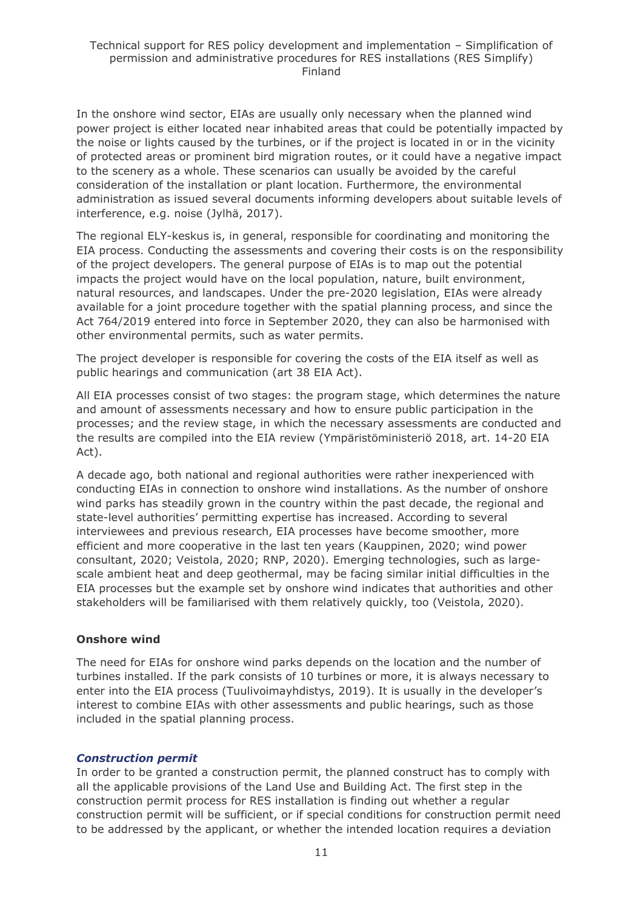In the onshore wind sector, EIAs are usually only necessary when the planned wind power project is either located near inhabited areas that could be potentially impacted by the noise or lights caused by the turbines, or if the project is located in or in the vicinity of protected areas or prominent bird migration routes, or it could have a negative impact to the scenery as a whole. These scenarios can usually be avoided by the careful consideration of the installation or plant location. Furthermore, the environmental administration as issued several documents informing developers about suitable levels of interference, e.g. noise (Jylhä, 2017).

The regional ELY-keskus is, in general, responsible for coordinating and monitoring the EIA process. Conducting the assessments and covering their costs is on the responsibility of the project developers. The general purpose of EIAs is to map out the potential impacts the project would have on the local population, nature, built environment, natural resources, and landscapes. Under the pre-2020 legislation, EIAs were already available for a joint procedure together with the spatial planning process, and since the Act 764/2019 entered into force in September 2020, they can also be harmonised with other environmental permits, such as water permits.

The project developer is responsible for covering the costs of the EIA itself as well as public hearings and communication (art 38 EIA Act).

All EIA processes consist of two stages: the program stage, which determines the nature and amount of assessments necessary and how to ensure public participation in the processes; and the review stage, in which the necessary assessments are conducted and the results are compiled into the EIA review (Ympäristöministeriö 2018, art. 14-20 EIA Act).

A decade ago, both national and regional authorities were rather inexperienced with conducting EIAs in connection to onshore wind installations. As the number of onshore wind parks has steadily grown in the country within the past decade, the regional and state-level authorities' permitting expertise has increased. According to several interviewees and previous research, EIA processes have become smoother, more efficient and more cooperative in the last ten years (Kauppinen, 2020; wind power consultant, 2020; Veistola, 2020; RNP, 2020). Emerging technologies, such as large-scale ambient heat and deep geothermal, may be facing similar initial difficulties in the EIA processes but the example set by onshore wind indicates that authorities and other stakeholders will be familiarised with them relatively quickly, too (Veistola, 2020).

**Onshore wind**

The need for EIAs for onshore wind parks depends on the location and the number of turbines installed. If the park consists of 10 turbines or more, it is always necessary to enter into the EIA process (Tuulivoimayhdistys, 2019). It is usually in the developer's interest to combine EIAs with other assessments and public hearings, such as those included in the spatial planning process.

### *Construction permit*

In order to be granted a construction permit, the planned construct has to comply with all the applicable provisions of the Land Use and Building Act. The first step in the construction permit process for RES installation is finding out whether a regular construction permit will be sufficient, or if special conditions for construction permit need to be addressed by the applicant, or whether the intended location requires a deviation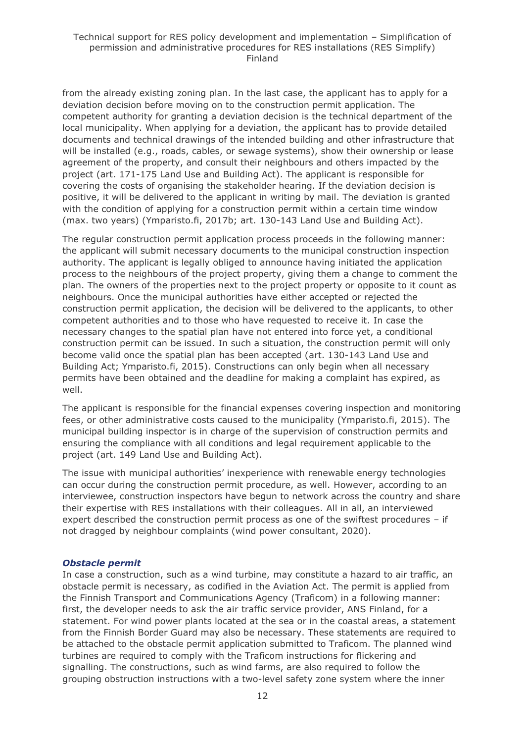from the already existing zoning plan. In the last case, the applicant has to apply for a deviation decision before moving on to the construction permit application. The competent authority for granting a deviation decision is the technical department of the local municipality. When applying for a deviation, the applicant has to provide detailed documents and technical drawings of the intended building and other infrastructure that will be installed (e.g., roads, cables, or sewage systems), show their ownership or lease agreement of the property, and consult their neighbours and others impacted by the project (art. 171-175 Land Use and Building Act). The applicant is responsible for covering the costs of organising the stakeholder hearing. If the deviation decision is positive, it will be delivered to the applicant in writing by mail. The deviation is granted with the condition of applying for a construction permit within a certain time window (max. two years) (Ymparisto.fi, 2017b; art. 130-143 Land Use and Building Act).

The regular construction permit application process proceeds in the following manner: the applicant will submit necessary documents to the municipal construction inspection authority. The applicant is legally obliged to announce having initiated the application process to the neighbours of the project property, giving them a change to comment the plan. The owners of the properties next to the project property or opposite to it count as neighbours. Once the municipal authorities have either accepted or rejected the construction permit application, the decision will be delivered to the applicants, to other competent authorities and to those who have requested to receive it. In case the necessary changes to the spatial plan have not entered into force yet, a conditional construction permit can be issued. In such a situation, the construction permit will only become valid once the spatial plan has been accepted (art. 130-143 Land Use and Building Act; Ymparisto.fi, 2015). Constructions can only begin when all necessary permits have been obtained and the deadline for making a complaint has expired, as well.

The applicant is responsible for the financial expenses covering inspection and monitoring fees, or other administrative costs caused to the municipality (Ymparisto.fi, 2015). The municipal building inspector is in charge of the supervision of construction permits and ensuring the compliance with all conditions and legal requirement applicable to the project (art. 149 Land Use and Building Act).

The issue with municipal authorities' inexperience with renewable energy technologies can occur during the construction permit procedure, as well. However, according to an interviewee, construction inspectors have begun to network across the country and share their expertise with RES installations with their colleagues. All in all, an interviewed expert described the construction permit process as one of the swiftest procedures – if not dragged by neighbour complaints (wind power consultant, 2020).

### *Obstacle permit*

In case a construction, such as a wind turbine, may constitute a hazard to air traffic, an obstacle permit is necessary, as codified in the Aviation Act. The permit is applied from the Finnish Transport and Communications Agency (Traficom) in a following manner: first, the developer needs to ask the air traffic service provider, ANS Finland, for a statement. For wind power plants located at the sea or in the coastal areas, a statement from the Finnish Border Guard may also be necessary. These statements are required to be attached to the obstacle permit application submitted to Traficom. The planned wind turbines are required to comply with the Traficom instructions for flickering and signalling. The constructions, such as wind farms, are also required to follow the grouping obstruction instructions with a two-level safety zone system where the inner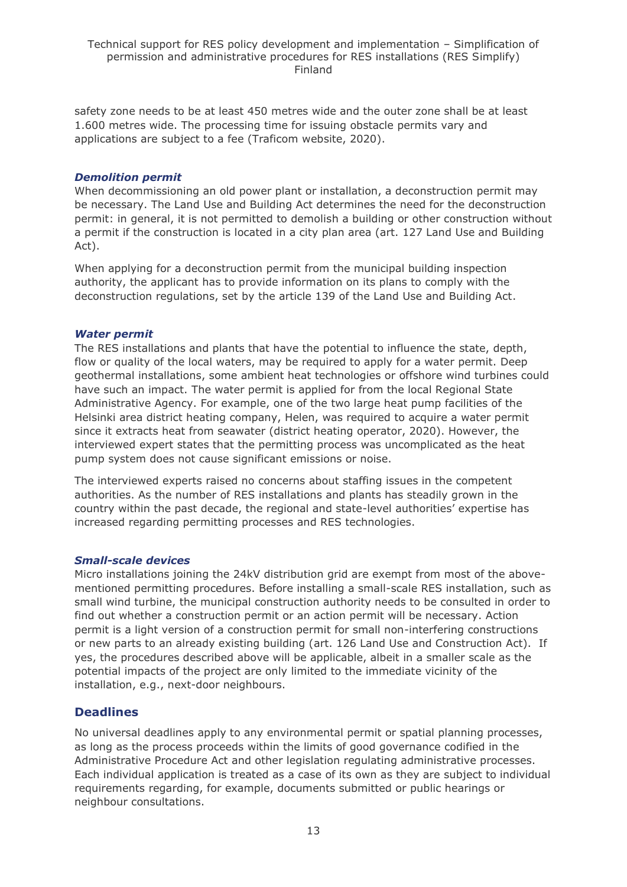safety zone needs to be at least 450 metres wide and the outer zone shall be at least 1.600 metres wide. The processing time for issuing obstacle permits vary and applications are subject to a fee (Traficom website, 2020).

### *Demolition permit*

When decommissioning an old power plant or installation, a deconstruction permit may be necessary. The Land Use and Building Act determines the need for the deconstruction permit: in general, it is not permitted to demolish a building or other construction without a permit if the construction is located in a city plan area (art. 127 Land Use and Building Act).

When applying for a deconstruction permit from the municipal building inspection authority, the applicant has to provide information on its plans to comply with the deconstruction regulations, set by the article 139 of the Land Use and Building Act.

### *Water permit*

The RES installations and plants that have the potential to influence the state, depth, flow or quality of the local waters, may be required to apply for a water permit. Deep geothermal installations, some ambient heat technologies or offshore wind turbines could have such an impact. The water permit is applied for from the local Regional State Administrative Agency. For example, one of the two large heat pump facilities of the Helsinki area district heating company, Helen, was required to acquire a water permit since it extracts heat from seawater (district heating operator, 2020). However, the interviewed expert states that the permitting process was uncomplicated as the heat pump system does not cause significant emissions or noise.

The interviewed experts raised no concerns about staffing issues in the competent authorities. As the number of RES installations and plants has steadily grown in the country within the past decade, the regional and state-level authorities' expertise has increased regarding permitting processes and RES technologies.

### *Small-scale devices*

Micro installations joining the 24kV distribution grid are exempt from most of the above-mentioned permitting procedures. Before installing a small-scale RES installation, such as small wind turbine, the municipal construction authority needs to be consulted in order to find out whether a construction permit or an action permit will be necessary. Action permit is a light version of a construction permit for small non-interfering constructions or new parts to an already existing building (art. 126 Land Use and Construction Act). If yes, the procedures described above will be applicable, albeit in a smaller scale as the potential impacts of the project are only limited to the immediate vicinity of the installation, e.g., next-door neighbours.

## Deadlines

No universal deadlines apply to any environmental permit or spatial planning processes, as long as the process proceeds within the limits of good governance codified in the Administrative Procedure Act and other legislation regulating administrative processes. Each individual application is treated as a case of its own as they are subject to individual requirements regarding, for example, documents submitted or public hearings or neighbour consultations.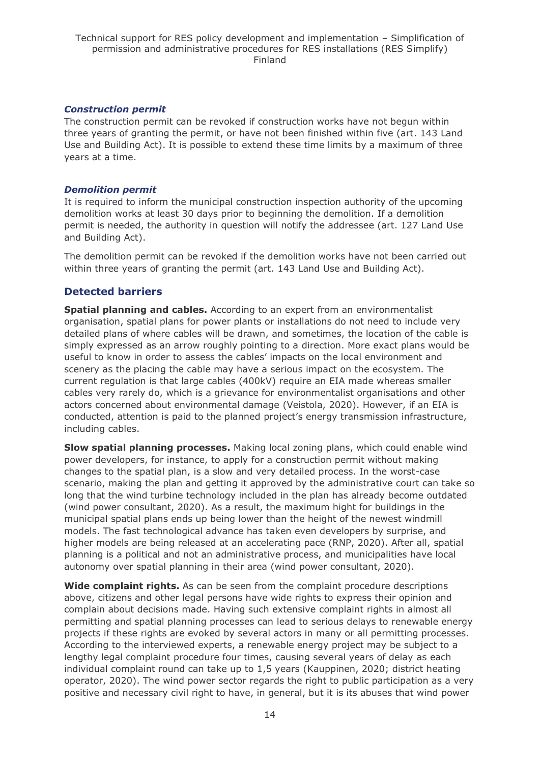### *Construction permit*

The construction permit can be revoked if construction works have not begun within three years of granting the permit, or have not been finished within five (art. 143 Land Use and Building Act). It is possible to extend these time limits by a maximum of three years at a time.

### *Demolition permit*

It is required to inform the municipal construction inspection authority of the upcoming demolition works at least 30 days prior to beginning the demolition. If a demolition permit is needed, the authority in question will notify the addressee (art. 127 Land Use and Building Act).

The demolition permit can be revoked if the demolition works have not been carried out within three years of granting the permit (art. 143 Land Use and Building Act).

## Detected barriers

**Spatial planning and cables.** According to an expert from an environmentalist organisation, spatial plans for power plants or installations do not need to include very detailed plans of where cables will be drawn, and sometimes, the location of the cable is simply expressed as an arrow roughly pointing to a direction. More exact plans would be useful to know in order to assess the cables' impacts on the local environment and scenery as the placing the cable may have a serious impact on the ecosystem. The current regulation is that large cables (400kV) require an EIA made whereas smaller cables very rarely do, which is a grievance for environmentalist organisations and other actors concerned about environmental damage (Veistola, 2020). However, if an EIA is conducted, attention is paid to the planned project's energy transmission infrastructure, including cables.

**Slow spatial planning processes.** Making local zoning plans, which could enable wind power developers, for instance, to apply for a construction permit without making changes to the spatial plan, is a slow and very detailed process. In the worst-case scenario, making the plan and getting it approved by the administrative court can take so long that the wind turbine technology included in the plan has already become outdated (wind power consultant, 2020). As a result, the maximum hight for buildings in the municipal spatial plans ends up being lower than the height of the newest windmill models. The fast technological advance has taken even developers by surprise, and higher models are being released at an accelerating pace (RNP, 2020). After all, spatial planning is a political and not an administrative process, and municipalities have local autonomy over spatial planning in their area (wind power consultant, 2020).

**Wide complaint rights.** As can be seen from the complaint procedure descriptions above, citizens and other legal persons have wide rights to express their opinion and complain about decisions made. Having such extensive complaint rights in almost all permitting and spatial planning processes can lead to serious delays to renewable energy projects if these rights are evoked by several actors in many or all permitting processes. According to the interviewed experts, a renewable energy project may be subject to a lengthy legal complaint procedure four times, causing several years of delay as each individual complaint round can take up to 1,5 years (Kauppinen, 2020; district heating operator, 2020). The wind power sector regards the right to public participation as a very positive and necessary civil right to have, in general, but it is its abuses that wind power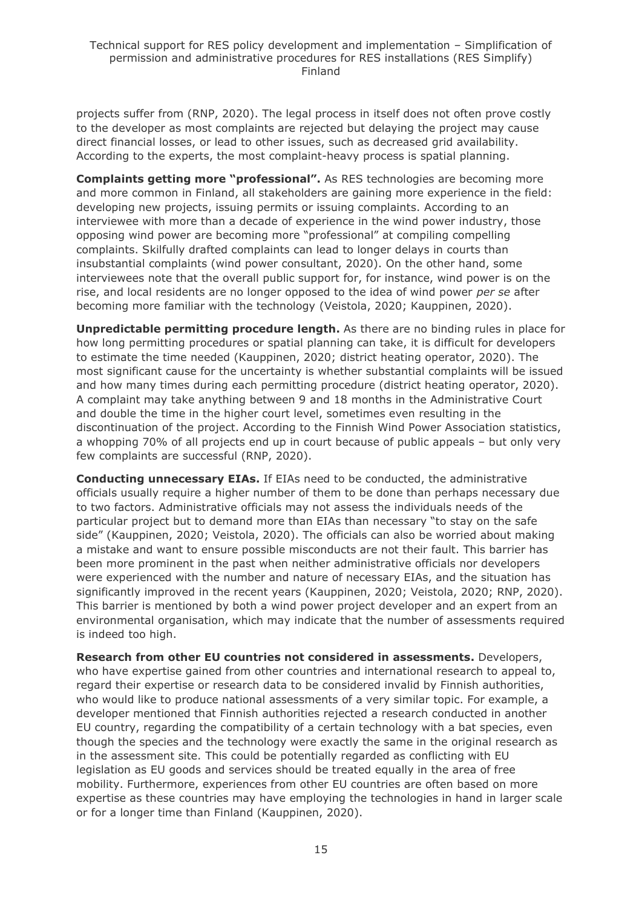projects suffer from (RNP, 2020). The legal process in itself does not often prove costly to the developer as most complaints are rejected but delaying the project may cause direct financial losses, or lead to other issues, such as decreased grid availability. According to the experts, the most complaint-heavy process is spatial planning.

**Complaints getting more "professional".** As RES technologies are becoming more and more common in Finland, all stakeholders are gaining more experience in the field: developing new projects, issuing permits or issuing complaints. According to an interviewee with more than a decade of experience in the wind power industry, those opposing wind power are becoming more "professional" at compiling compelling complaints. Skilfully drafted complaints can lead to longer delays in courts than insubstantial complaints (wind power consultant, 2020). On the other hand, some interviewees note that the overall public support for, for instance, wind power is on the rise, and local residents are no longer opposed to the idea of wind power *per se* after becoming more familiar with the technology (Veistola, 2020; Kauppinen, 2020).

**Unpredictable permitting procedure length.** As there are no binding rules in place for how long permitting procedures or spatial planning can take, it is difficult for developers to estimate the time needed (Kauppinen, 2020; district heating operator, 2020). The most significant cause for the uncertainty is whether substantial complaints will be issued and how many times during each permitting procedure (district heating operator, 2020). A complaint may take anything between 9 and 18 months in the Administrative Court and double the time in the higher court level, sometimes even resulting in the discontinuation of the project. According to the Finnish Wind Power Association statistics, a whopping 70% of all projects end up in court because of public appeals – but only very few complaints are successful (RNP, 2020).

**Conducting unnecessary EIAs.** If EIAs need to be conducted, the administrative officials usually require a higher number of them to be done than perhaps necessary due to two factors. Administrative officials may not assess the individuals needs of the particular project but to demand more than EIAs than necessary "to stay on the safe side" (Kauppinen, 2020; Veistola, 2020). The officials can also be worried about making a mistake and want to ensure possible misconducts are not their fault. This barrier has been more prominent in the past when neither administrative officials nor developers were experienced with the number and nature of necessary EIAs, and the situation has significantly improved in the recent years (Kauppinen, 2020; Veistola, 2020; RNP, 2020). This barrier is mentioned by both a wind power project developer and an expert from an environmental organisation, which may indicate that the number of assessments required is indeed too high.

**Research from other EU countries not considered in assessments.** Developers, who have expertise gained from other countries and international research to appeal to, regard their expertise or research data to be considered invalid by Finnish authorities, who would like to produce national assessments of a very similar topic. For example, a developer mentioned that Finnish authorities rejected a research conducted in another EU country, regarding the compatibility of a certain technology with a bat species, even though the species and the technology were exactly the same in the original research as in the assessment site. This could be potentially regarded as conflicting with EU legislation as EU goods and services should be treated equally in the area of free mobility. Furthermore, experiences from other EU countries are often based on more expertise as these countries may have employing the technologies in hand in larger scale or for a longer time than Finland (Kauppinen, 2020).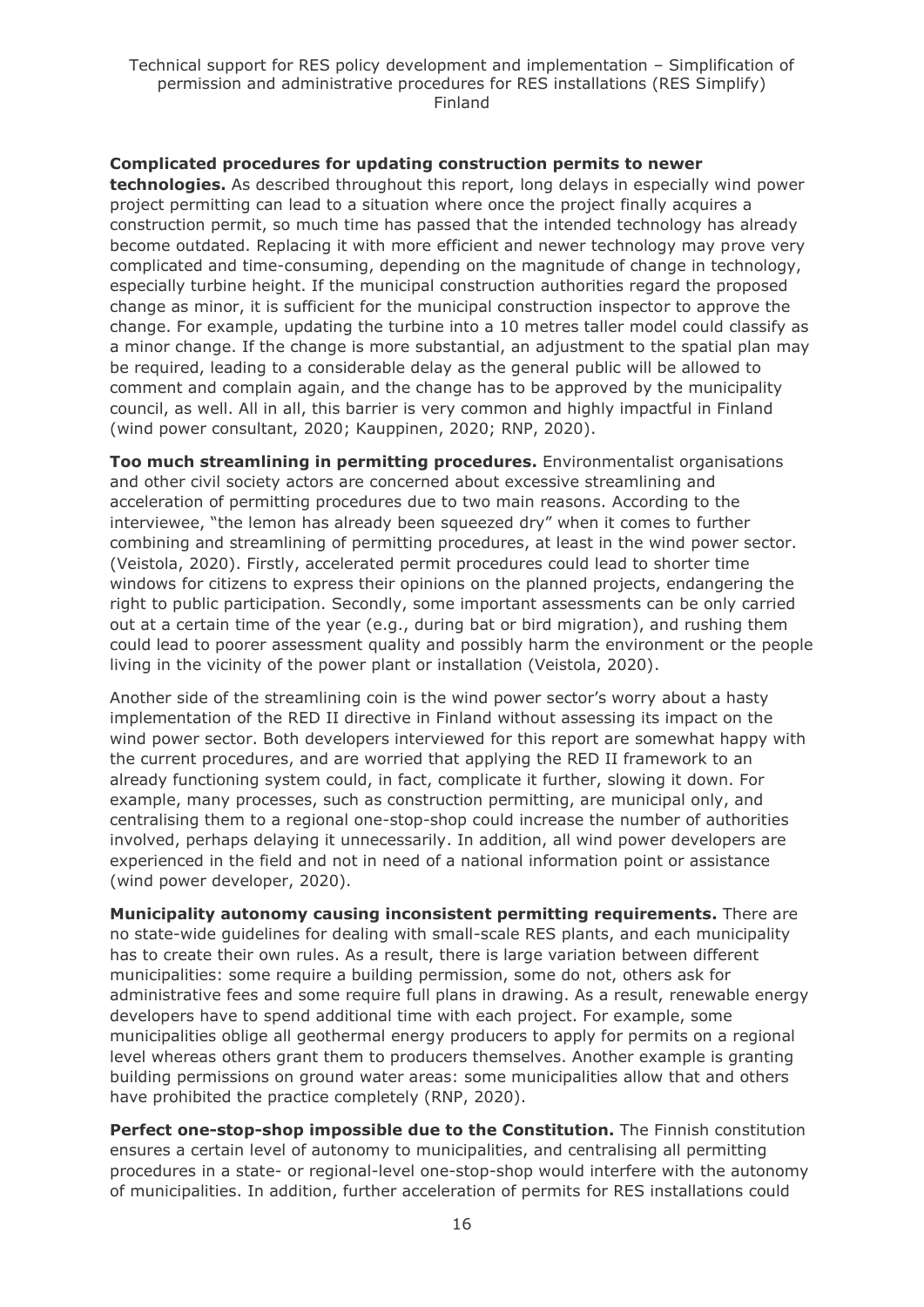**Complicated procedures for updating construction permits to newer technologies.** As described throughout this report, long delays in especially wind power project permitting can lead to a situation where once the project finally acquires a construction permit, so much time has passed that the intended technology has already become outdated. Replacing it with more efficient and newer technology may prove very complicated and time-consuming, depending on the magnitude of change in technology, especially turbine height. If the municipal construction authorities regard the proposed change as minor, it is sufficient for the municipal construction inspector to approve the change. For example, updating the turbine into a 10 metres taller model could classify as a minor change. If the change is more substantial, an adjustment to the spatial plan may be required, leading to a considerable delay as the general public will be allowed to comment and complain again, and the change has to be approved by the municipality council, as well. All in all, this barrier is very common and highly impactful in Finland (wind power consultant, 2020; Kauppinen, 2020; RNP, 2020).

**Too much streamlining in permitting procedures.** Environmentalist organisations and other civil society actors are concerned about excessive streamlining and acceleration of permitting procedures due to two main reasons. According to the interviewee, "the lemon has already been squeezed dry" when it comes to further combining and streamlining of permitting procedures, at least in the wind power sector. (Veistola, 2020). Firstly, accelerated permit procedures could lead to shorter time windows for citizens to express their opinions on the planned projects, endangering the right to public participation. Secondly, some important assessments can be only carried out at a certain time of the year (e.g., during bat or bird migration), and rushing them could lead to poorer assessment quality and possibly harm the environment or the people living in the vicinity of the power plant or installation (Veistola, 2020).

Another side of the streamlining coin is the wind power sector's worry about a hasty implementation of the RED II directive in Finland without assessing its impact on the wind power sector. Both developers interviewed for this report are somewhat happy with the current procedures, and are worried that applying the RED II framework to an already functioning system could, in fact, complicate it further, slowing it down. For example, many processes, such as construction permitting, are municipal only, and centralising them to a regional one-stop-shop could increase the number of authorities involved, perhaps delaying it unnecessarily. In addition, all wind power developers are experienced in the field and not in need of a national information point or assistance (wind power developer, 2020).

**Municipality autonomy causing inconsistent permitting requirements.** There are no state-wide guidelines for dealing with small-scale RES plants, and each municipality has to create their own rules. As a result, there is large variation between different municipalities: some require a building permission, some do not, others ask for administrative fees and some require full plans in drawing. As a result, renewable energy developers have to spend additional time with each project. For example, some municipalities oblige all geothermal energy producers to apply for permits on a regional level whereas others grant them to producers themselves. Another example is granting building permissions on ground water areas: some municipalities allow that and others have prohibited the practice completely (RNP, 2020).

**Perfect one-stop-shop impossible due to the Constitution.** The Finnish constitution ensures a certain level of autonomy to municipalities, and centralising all permitting procedures in a state- or regional-level one-stop-shop would interfere with the autonomy of municipalities. In addition, further acceleration of permits for RES installations could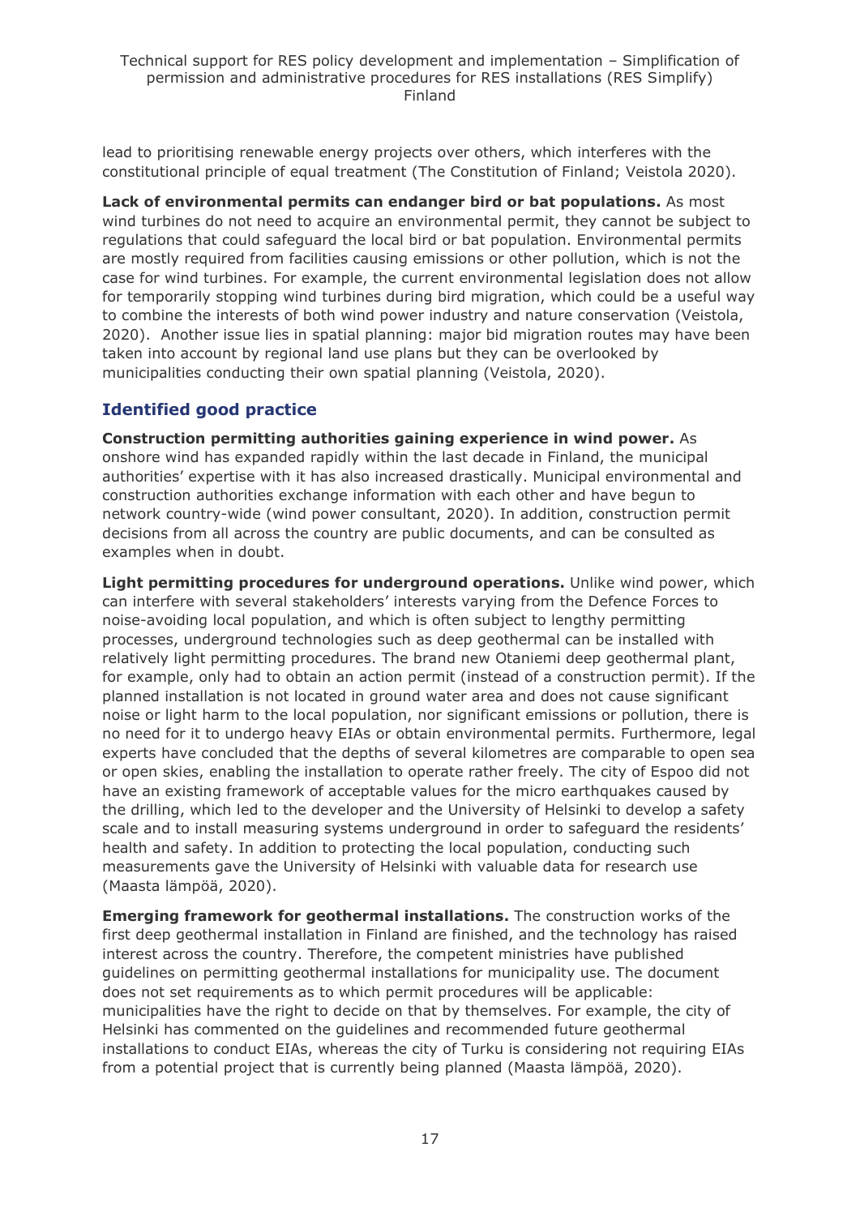lead to prioritising renewable energy projects over others, which interferes with the constitutional principle of equal treatment (The Constitution of Finland; Veistola 2020).

**Lack of environmental permits can endanger bird or bat populations.** As most wind turbines do not need to acquire an environmental permit, they cannot be subject to regulations that could safeguard the local bird or bat population. Environmental permits are mostly required from facilities causing emissions or other pollution, which is not the case for wind turbines. For example, the current environmental legislation does not allow for temporarily stopping wind turbines during bird migration, which could be a useful way to combine the interests of both wind power industry and nature conservation (Veistola, 2020). Another issue lies in spatial planning: major bid migration routes may have been taken into account by regional land use plans but they can be overlooked by municipalities conducting their own spatial planning (Veistola, 2020).

### Identified good practice

**Construction permitting authorities gaining experience in wind power.** As onshore wind has expanded rapidly within the last decade in Finland, the municipal authorities' expertise with it has also increased drastically. Municipal environmental and construction authorities exchange information with each other and have begun to network country-wide (wind power consultant, 2020). In addition, construction permit decisions from all across the country are public documents, and can be consulted as examples when in doubt.

**Light permitting procedures for underground operations.** Unlike wind power, which can interfere with several stakeholders' interests varying from the Defence Forces to noise-avoiding local population, and which is often subject to lengthy permitting processes, underground technologies such as deep geothermal can be installed with relatively light permitting procedures. The brand new Otaniemi deep geothermal plant, for example, only had to obtain an action permit (instead of a construction permit). If the planned installation is not located in ground water area and does not cause significant noise or light harm to the local population, nor significant emissions or pollution, there is no need for it to undergo heavy EIAs or obtain environmental permits. Furthermore, legal experts have concluded that the depths of several kilometres are comparable to open sea or open skies, enabling the installation to operate rather freely. The city of Espoo did not have an existing framework of acceptable values for the micro earthquakes caused by the drilling, which led to the developer and the University of Helsinki to develop a safety scale and to install measuring systems underground in order to safeguard the residents' health and safety. In addition to protecting the local population, conducting such measurements gave the University of Helsinki with valuable data for research use (Maasta lämpöä, 2020).

**Emerging framework for geothermal installations.** The construction works of the first deep geothermal installation in Finland are finished, and the technology has raised interest across the country. Therefore, the competent ministries have published guidelines on permitting geothermal installations for municipality use. The document does not set requirements as to which permit procedures will be applicable: municipalities have the right to decide on that by themselves. For example, the city of Helsinki has commented on the guidelines and recommended future geothermal installations to conduct EIAs, whereas the city of Turku is considering not requiring EIAs from a potential project that is currently being planned (Maasta lämpöä, 2020).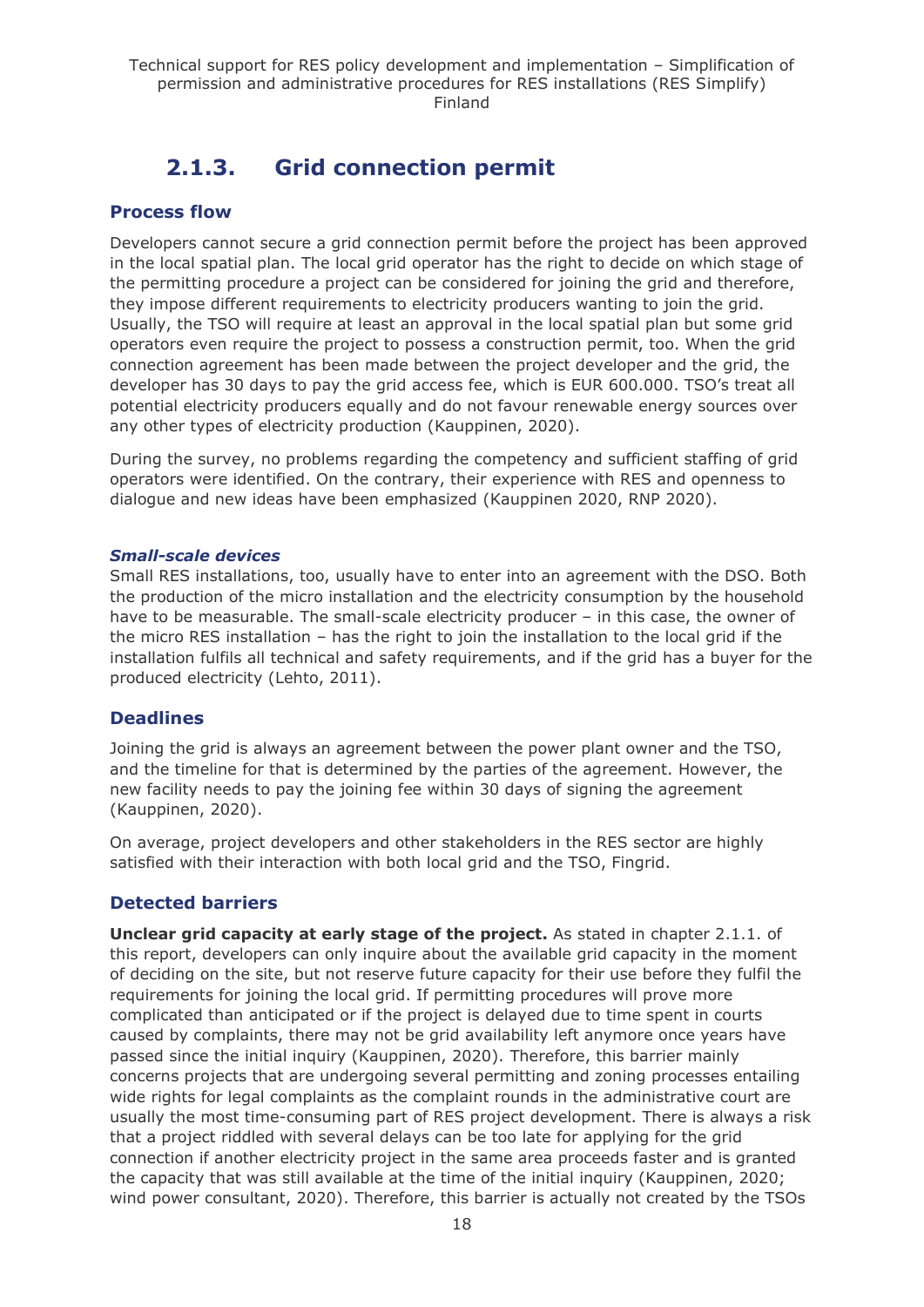## 2.1.3. Grid connection permit

### Process flow

Developers cannot secure a grid connection permit before the project has been approved in the local spatial plan. The local grid operator has the right to decide on which stage of the permitting procedure a project can be considered for joining the grid and therefore, they impose different requirements to electricity producers wanting to join the grid. Usually, the TSO will require at least an approval in the local spatial plan but some grid operators even require the project to possess a construction permit, too. When the grid connection agreement has been made between the project developer and the grid, the developer has 30 days to pay the grid access fee, which is EUR 600.000. TSO's treat all potential electricity producers equally and do not favour renewable energy sources over any other types of electricity production (Kauppinen, 2020).

During the survey, no problems regarding the competency and sufficient staffing of grid operators were identified. On the contrary, their experience with RES and openness to dialogue and new ideas have been emphasized (Kauppinen 2020, RNP 2020).

#### *Small-scale devices*

Small RES installations, too, usually have to enter into an agreement with the DSO. Both the production of the micro installation and the electricity consumption by the household have to be measurable. The small-scale electricity producer – in this case, the owner of the micro RES installation – has the right to join the installation to the local grid if the installation fulfils all technical and safety requirements, and if the grid has a buyer for the produced electricity (Lehto, 2011).

### Deadlines

Joining the grid is always an agreement between the power plant owner and the TSO, and the timeline for that is determined by the parties of the agreement. However, the new facility needs to pay the joining fee within 30 days of signing the agreement (Kauppinen, 2020).

On average, project developers and other stakeholders in the RES sector are highly satisfied with their interaction with both local grid and the TSO, Fingrid.

### Detected barriers

**Unclear grid capacity at early stage of the project.** As stated in chapter 2.1.1. of this report, developers can only inquire about the available grid capacity in the moment of deciding on the site, but not reserve future capacity for their use before they fulfil the requirements for joining the local grid. If permitting procedures will prove more complicated than anticipated or if the project is delayed due to time spent in courts caused by complaints, there may not be grid availability left anymore once years have passed since the initial inquiry (Kauppinen, 2020). Therefore, this barrier mainly concerns projects that are undergoing several permitting and zoning processes entailing wide rights for legal complaints as the complaint rounds in the administrative court are usually the most time-consuming part of RES project development. There is always a risk that a project riddled with several delays can be too late for applying for the grid connection if another electricity project in the same area proceeds faster and is granted the capacity that was still available at the time of the initial inquiry (Kauppinen, 2020; wind power consultant, 2020). Therefore, this barrier is actually not created by the TSOs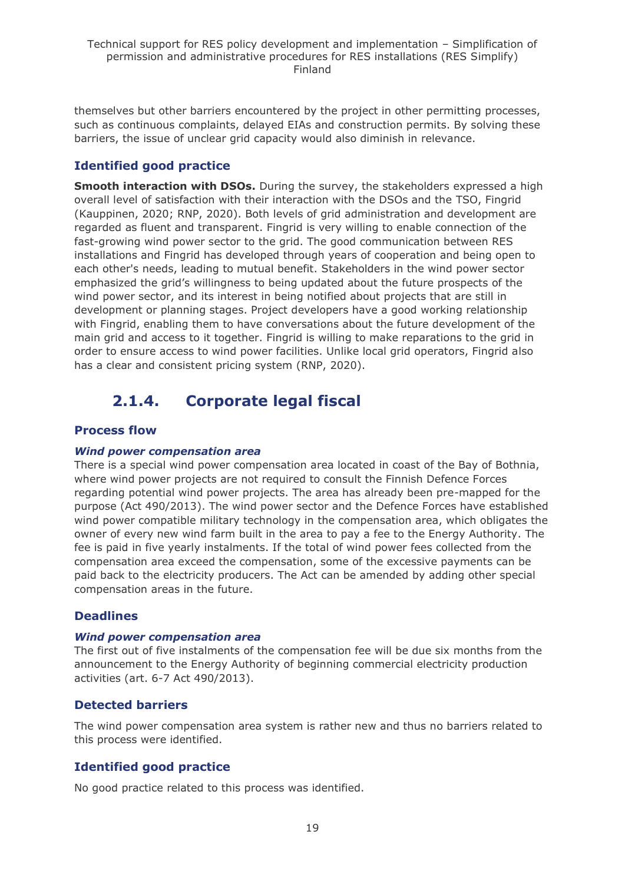themselves but other barriers encountered by the project in other permitting processes, such as continuous complaints, delayed EIAs and construction permits. By solving these barriers, the issue of unclear grid capacity would also diminish in relevance.

### Identified good practice

**Smooth interaction with DSOs.** During the survey, the stakeholders expressed a high overall level of satisfaction with their interaction with the DSOs and the TSO, Fingrid (Kauppinen, 2020; RNP, 2020). Both levels of grid administration and development are regarded as fluent and transparent. Fingrid is very willing to enable connection of the fast-growing wind power sector to the grid. The good communication between RES installations and Fingrid has developed through years of cooperation and being open to each other's needs, leading to mutual benefit. Stakeholders in the wind power sector emphasized the grid's willingness to being updated about the future prospects of the wind power sector, and its interest in being notified about projects that are still in development or planning stages. Project developers have a good working relationship with Fingrid, enabling them to have conversations about the future development of the main grid and access to it together. Fingrid is willing to make reparations to the grid in order to ensure access to wind power facilities. Unlike local grid operators, Fingrid also has a clear and consistent pricing system (RNP, 2020).

## 2.1.4. Corporate legal fiscal

### Process flow

#### *Wind power compensation area*

There is a special wind power compensation area located in coast of the Bay of Bothnia, where wind power projects are not required to consult the Finnish Defence Forces regarding potential wind power projects. The area has already been pre-mapped for the purpose (Act 490/2013). The wind power sector and the Defence Forces have established wind power compatible military technology in the compensation area, which obligates the owner of every new wind farm built in the area to pay a fee to the Energy Authority. The fee is paid in five yearly instalments. If the total of wind power fees collected from the compensation area exceed the compensation, some of the excessive payments can be paid back to the electricity producers. The Act can be amended by adding other special compensation areas in the future.

### Deadlines

#### *Wind power compensation area*

The first out of five instalments of the compensation fee will be due six months from the announcement to the Energy Authority of beginning commercial electricity production activities (art. 6-7 Act 490/2013).

### Detected barriers

The wind power compensation area system is rather new and thus no barriers related to this process were identified.

### Identified good practice

No good practice related to this process was identified.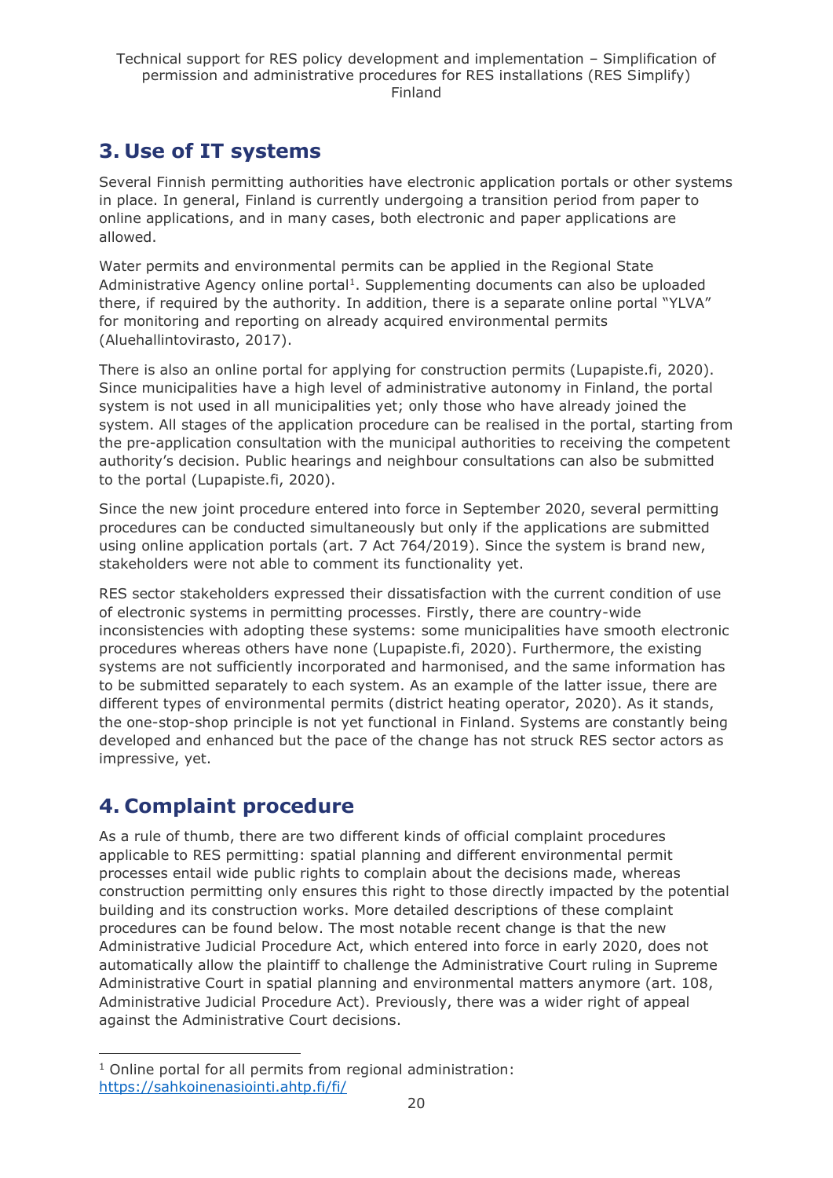# 3. Use of IT systems

Several Finnish permitting authorities have electronic application portals or other systems in place. In general, Finland is currently undergoing a transition period from paper to online applications, and in many cases, both electronic and paper applications are allowed.

Water permits and environmental permits can be applied in the Regional State Administrative Agency online portal[1]. Supplementing documents can also be uploaded there, if required by the authority. In addition, there is a separate online portal "YLVA" for monitoring and reporting on already acquired environmental permits (Aluehallintovirasto, 2017).

There is also an online portal for applying for construction permits (Lupapiste.fi, 2020). Since municipalities have a high level of administrative autonomy in Finland, the portal system is not used in all municipalities yet; only those who have already joined the system. All stages of the application procedure can be realised in the portal, starting from the pre-application consultation with the municipal authorities to receiving the competent authority's decision. Public hearings and neighbour consultations can also be submitted to the portal (Lupapiste.fi, 2020).

Since the new joint procedure entered into force in September 2020, several permitting procedures can be conducted simultaneously but only if the applications are submitted using online application portals (art. 7 Act 764/2019). Since the system is brand new, stakeholders were not able to comment its functionality yet.

RES sector stakeholders expressed their dissatisfaction with the current condition of use of electronic systems in permitting processes. Firstly, there are country-wide inconsistencies with adopting these systems: some municipalities have smooth electronic procedures whereas others have none (Lupapiste.fi, 2020). Furthermore, the existing systems are not sufficiently incorporated and harmonised, and the same information has to be submitted separately to each system. As an example of the latter issue, there are different types of environmental permits (district heating operator, 2020). As it stands, the one-stop-shop principle is not yet functional in Finland. Systems are constantly being developed and enhanced but the pace of the change has not struck RES sector actors as impressive, yet.

# 4. Complaint procedure

As a rule of thumb, there are two different kinds of official complaint procedures applicable to RES permitting: spatial planning and different environmental permit processes entail wide public rights to complain about the decisions made, whereas construction permitting only ensures this right to those directly impacted by the potential building and its construction works. More detailed descriptions of these complaint procedures can be found below. The most notable recent change is that the new Administrative Judicial Procedure Act, which entered into force in early 2020, does not automatically allow the plaintiff to challenge the Administrative Court ruling in Supreme Administrative Court in spatial planning and environmental matters anymore (art. 108, Administrative Judicial Procedure Act). Previously, there was a wider right of appeal against the Administrative Court decisions.

---

[1] Online portal for all permits from regional administration: https://sahkoinenasiointi.ahtp.fi/fi/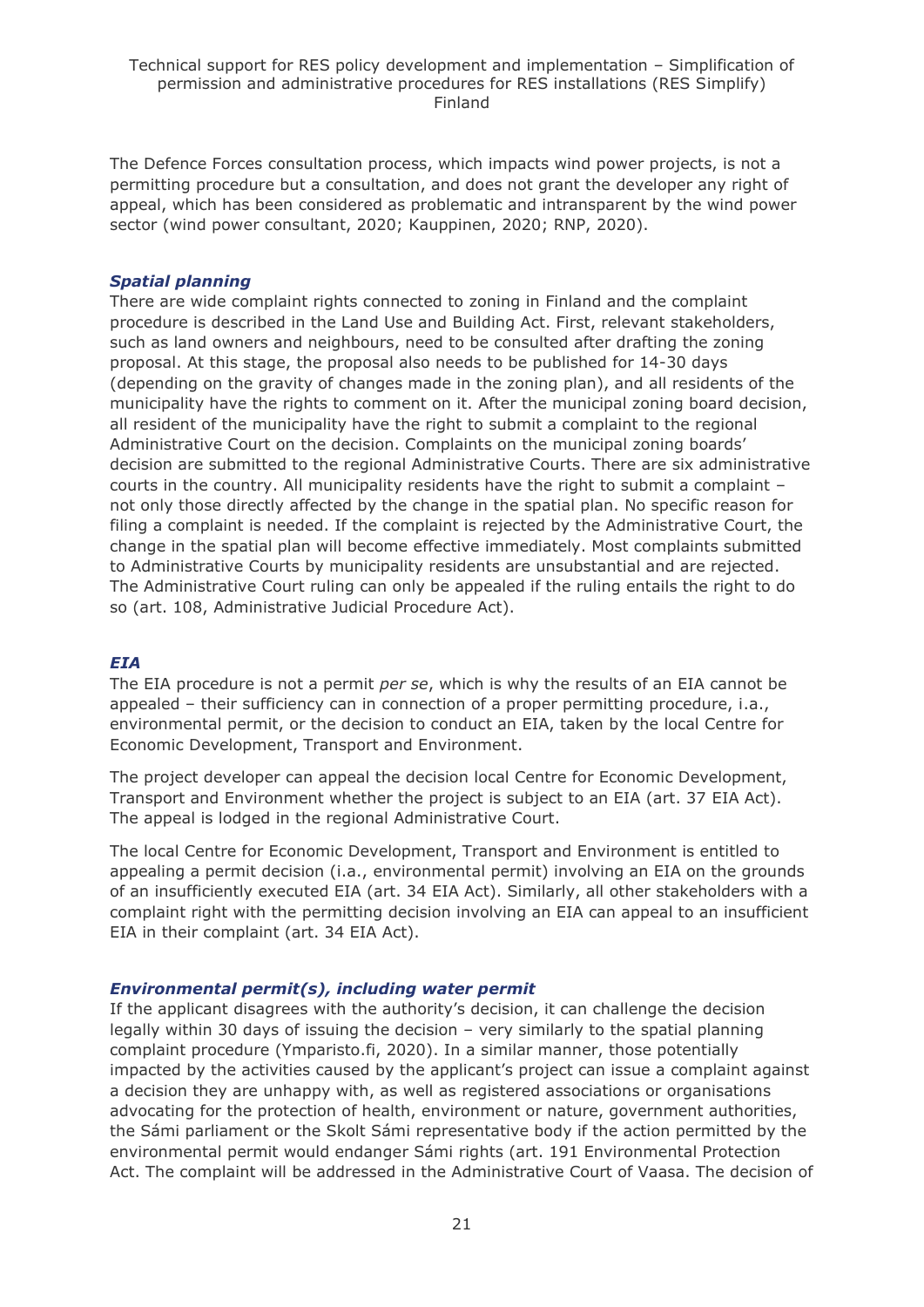The Defence Forces consultation process, which impacts wind power projects, is not a permitting procedure but a consultation, and does not grant the developer any right of appeal, which has been considered as problematic and intransparent by the wind power sector (wind power consultant, 2020; Kauppinen, 2020; RNP, 2020).

### *Spatial planning*

There are wide complaint rights connected to zoning in Finland and the complaint procedure is described in the Land Use and Building Act. First, relevant stakeholders, such as land owners and neighbours, need to be consulted after drafting the zoning proposal. At this stage, the proposal also needs to be published for 14-30 days (depending on the gravity of changes made in the zoning plan), and all residents of the municipality have the rights to comment on it. After the municipal zoning board decision, all resident of the municipality have the right to submit a complaint to the regional Administrative Court on the decision. Complaints on the municipal zoning boards' decision are submitted to the regional Administrative Courts. There are six administrative courts in the country. All municipality residents have the right to submit a complaint – not only those directly affected by the change in the spatial plan. No specific reason for filing a complaint is needed. If the complaint is rejected by the Administrative Court, the change in the spatial plan will become effective immediately. Most complaints submitted to Administrative Courts by municipality residents are unsubstantial and are rejected. The Administrative Court ruling can only be appealed if the ruling entails the right to do so (art. 108, Administrative Judicial Procedure Act).

### *EIA*

The EIA procedure is not a permit *per se*, which is why the results of an EIA cannot be appealed – their sufficiency can in connection of a proper permitting procedure, i.a., environmental permit, or the decision to conduct an EIA, taken by the local Centre for Economic Development, Transport and Environment.

The project developer can appeal the decision local Centre for Economic Development, Transport and Environment whether the project is subject to an EIA (art. 37 EIA Act). The appeal is lodged in the regional Administrative Court.

The local Centre for Economic Development, Transport and Environment is entitled to appealing a permit decision (i.a., environmental permit) involving an EIA on the grounds of an insufficiently executed EIA (art. 34 EIA Act). Similarly, all other stakeholders with a complaint right with the permitting decision involving an EIA can appeal to an insufficient EIA in their complaint (art. 34 EIA Act).

### *Environmental permit(s), including water permit*

If the applicant disagrees with the authority's decision, it can challenge the decision legally within 30 days of issuing the decision – very similarly to the spatial planning complaint procedure (Ymparisto.fi, 2020). In a similar manner, those potentially impacted by the activities caused by the applicant's project can issue a complaint against a decision they are unhappy with, as well as registered associations or organisations advocating for the protection of health, environment or nature, government authorities, the Sámi parliament or the Skolt Sámi representative body if the action permitted by the environmental permit would endanger Sámi rights (art. 191 Environmental Protection Act. The complaint will be addressed in the Administrative Court of Vaasa. The decision of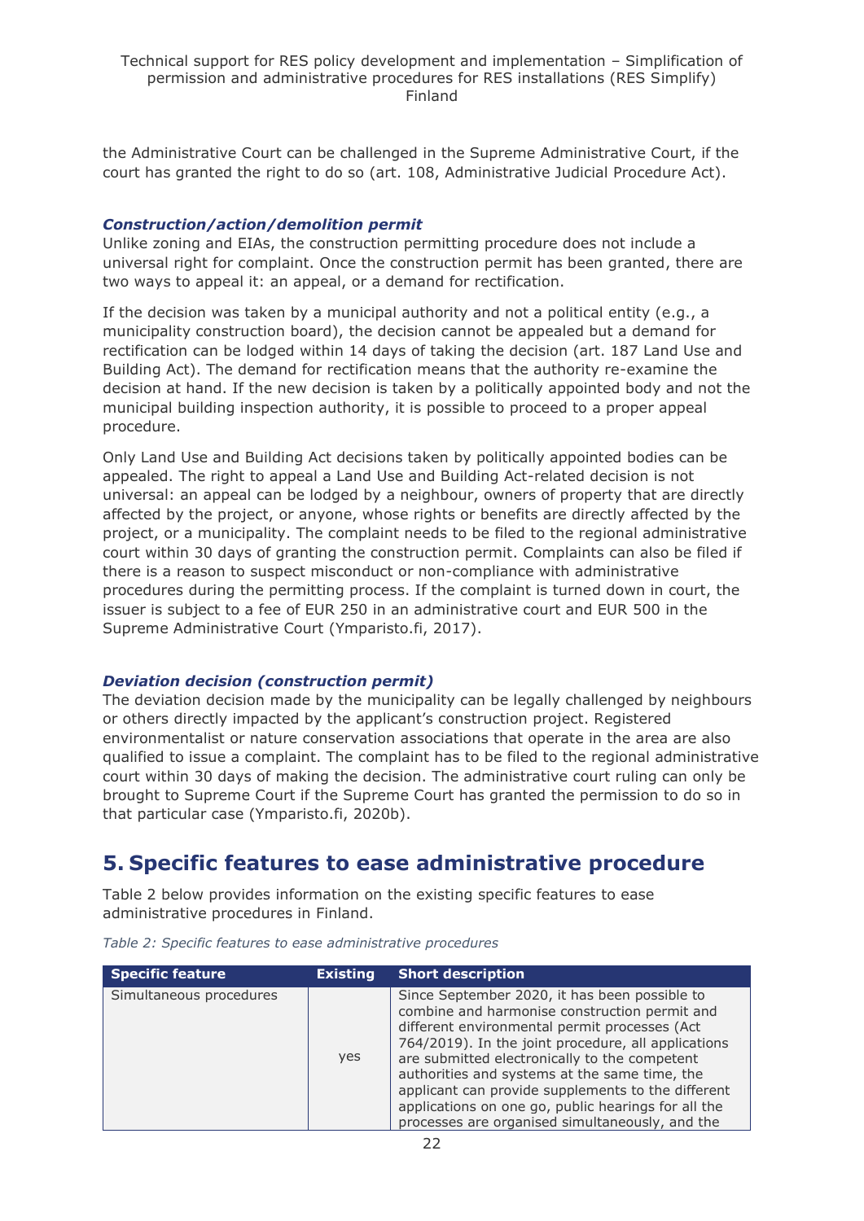the Administrative Court can be challenged in the Supreme Administrative Court, if the court has granted the right to do so (art. 108, Administrative Judicial Procedure Act).

### *Construction/action/demolition permit*

Unlike zoning and EIAs, the construction permitting procedure does not include a universal right for complaint. Once the construction permit has been granted, there are two ways to appeal it: an appeal, or a demand for rectification.

If the decision was taken by a municipal authority and not a political entity (e.g., a municipality construction board), the decision cannot be appealed but a demand for rectification can be lodged within 14 days of taking the decision (art. 187 Land Use and Building Act). The demand for rectification means that the authority re-examine the decision at hand. If the new decision is taken by a politically appointed body and not the municipal building inspection authority, it is possible to proceed to a proper appeal procedure.

Only Land Use and Building Act decisions taken by politically appointed bodies can be appealed. The right to appeal a Land Use and Building Act-related decision is not universal: an appeal can be lodged by a neighbour, owners of property that are directly affected by the project, or anyone, whose rights or benefits are directly affected by the project, or a municipality. The complaint needs to be filed to the regional administrative court within 30 days of granting the construction permit. Complaints can also be filed if there is a reason to suspect misconduct or non-compliance with administrative procedures during the permitting process. If the complaint is turned down in court, the issuer is subject to a fee of EUR 250 in an administrative court and EUR 500 in the Supreme Administrative Court (Ymparisto.fi, 2017).

### *Deviation decision (construction permit)*

The deviation decision made by the municipality can be legally challenged by neighbours or others directly impacted by the applicant's construction project. Registered environmentalist or nature conservation associations that operate in the area are also qualified to issue a complaint. The complaint has to be filed to the regional administrative court within 30 days of making the decision. The administrative court ruling can only be brought to Supreme Court if the Supreme Court has granted the permission to do so in that particular case (Ymparisto.fi, 2020b).

# 5. Specific features to ease administrative procedure

Table 2 below provides information on the existing specific features to ease administrative procedures in Finland.

*Table 2: Specific features to ease administrative procedures*

| Specific feature | Existing | Short description |
| --- | --- | --- |
| Simultaneous procedures | yes | Since September 2020, it has been possible to combine and harmonise construction permit and different environmental permit processes (Act 764/2019). In the joint procedure, all applications are submitted electronically to the competent authorities and systems at the same time, the applicant can provide supplements to the different applications on one go, public hearings for all the processes are organised simultaneously, and the |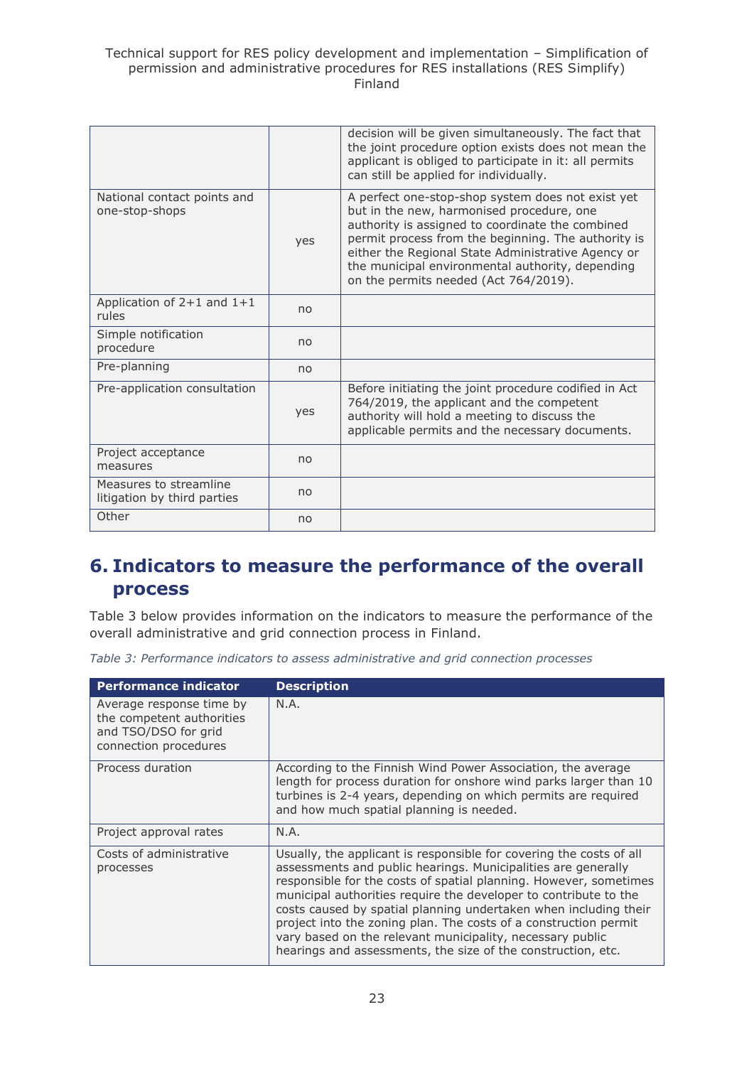| | | |
|---|---|---|
| | | decision will be given simultaneously. The fact that the joint procedure option exists does not mean the applicant is obliged to participate in it: all permits can still be applied for individually. |
| National contact points and one-stop-shops | yes | A perfect one-stop-shop system does not exist yet but in the new, harmonised procedure, one authority is assigned to coordinate the combined permit process from the beginning. The authority is either the Regional State Administrative Agency or the municipal environmental authority, depending on the permits needed (Act 764/2019). |
| Application of 2+1 and 1+1 rules | no | |
| Simple notification procedure | no | |
| Pre-planning | no | |
| Pre-application consultation | yes | Before initiating the joint procedure codified in Act 764/2019, the applicant and the competent authority will hold a meeting to discuss the applicable permits and the necessary documents. |
| Project acceptance measures | no | |
| Measures to streamline litigation by third parties | no | |
| Other | no | |

# 6. Indicators to measure the performance of the overall process

Table 3 below provides information on the indicators to measure the performance of the overall administrative and grid connection process in Finland.

*Table 3: Performance indicators to assess administrative and grid connection processes*

| Performance indicator | Description |
|---|---|
| Average response time by the competent authorities and TSO/DSO for grid connection procedures | N.A. |
| Process duration | According to the Finnish Wind Power Association, the average length for process duration for onshore wind parks larger than 10 turbines is 2-4 years, depending on which permits are required and how much spatial planning is needed. |
| Project approval rates | N.A. |
| Costs of administrative processes | Usually, the applicant is responsible for covering the costs of all assessments and public hearings. Municipalities are generally responsible for the costs of spatial planning. However, sometimes municipal authorities require the developer to contribute to the costs caused by spatial planning undertaken when including their project into the zoning plan. The costs of a construction permit vary based on the relevant municipality, necessary public hearings and assessments, the size of the construction, etc. |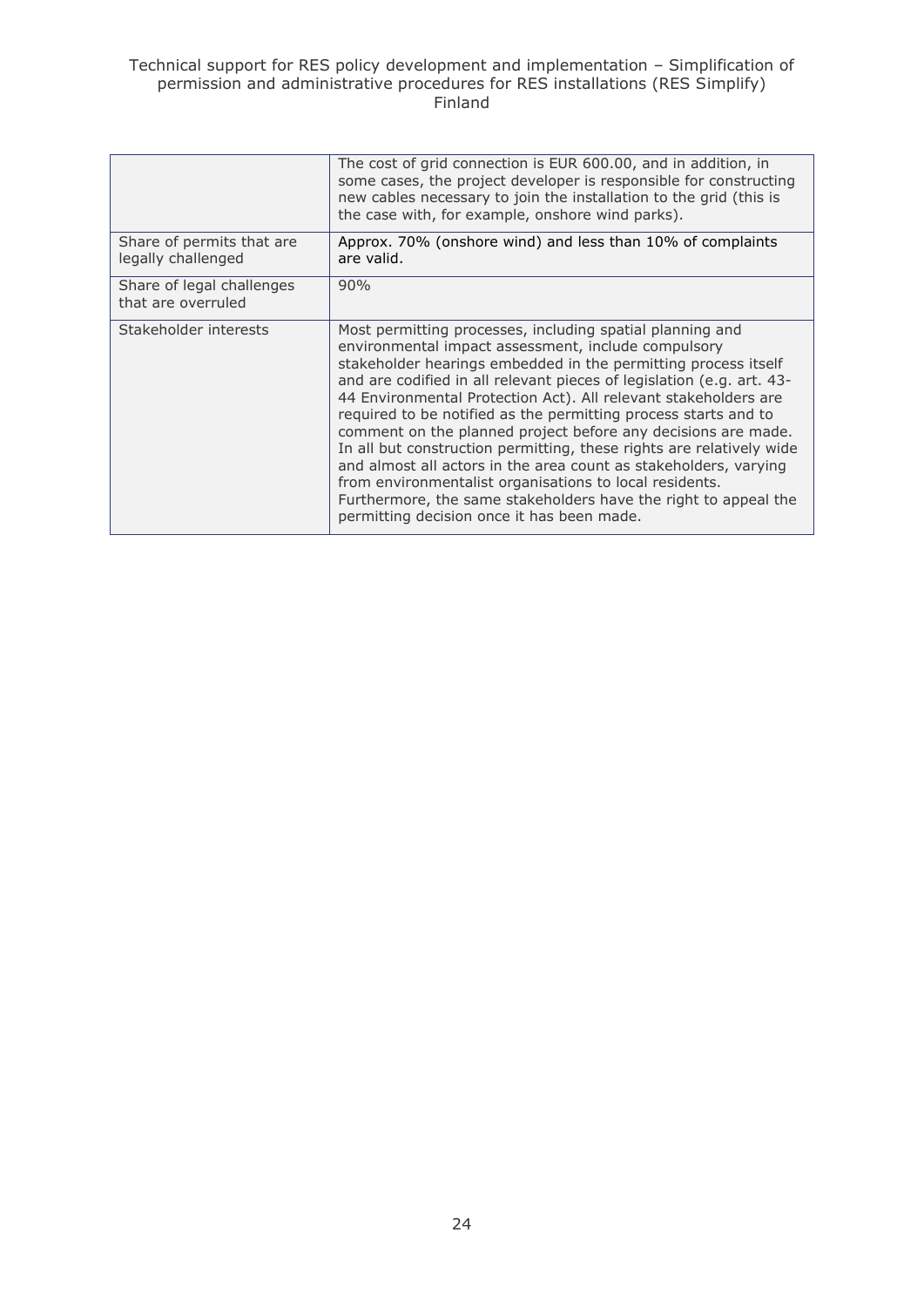| | |
|---|---|
| | The cost of grid connection is EUR 600.00, and in addition, in some cases, the project developer is responsible for constructing new cables necessary to join the installation to the grid (this is the case with, for example, onshore wind parks). |
| Share of permits that are legally challenged | Approx. 70% (onshore wind) and less than 10% of complaints are valid. |
| Share of legal challenges that are overruled | 90% |
| Stakeholder interests | Most permitting processes, including spatial planning and environmental impact assessment, include compulsory stakeholder hearings embedded in the permitting process itself and are codified in all relevant pieces of legislation (e.g. art. 43-44 Environmental Protection Act). All relevant stakeholders are required to be notified as the permitting process starts and to comment on the planned project before any decisions are made. In all but construction permitting, these rights are relatively wide and almost all actors in the area count as stakeholders, varying from environmentalist organisations to local residents. Furthermore, the same stakeholders have the right to appeal the permitting decision once it has been made. |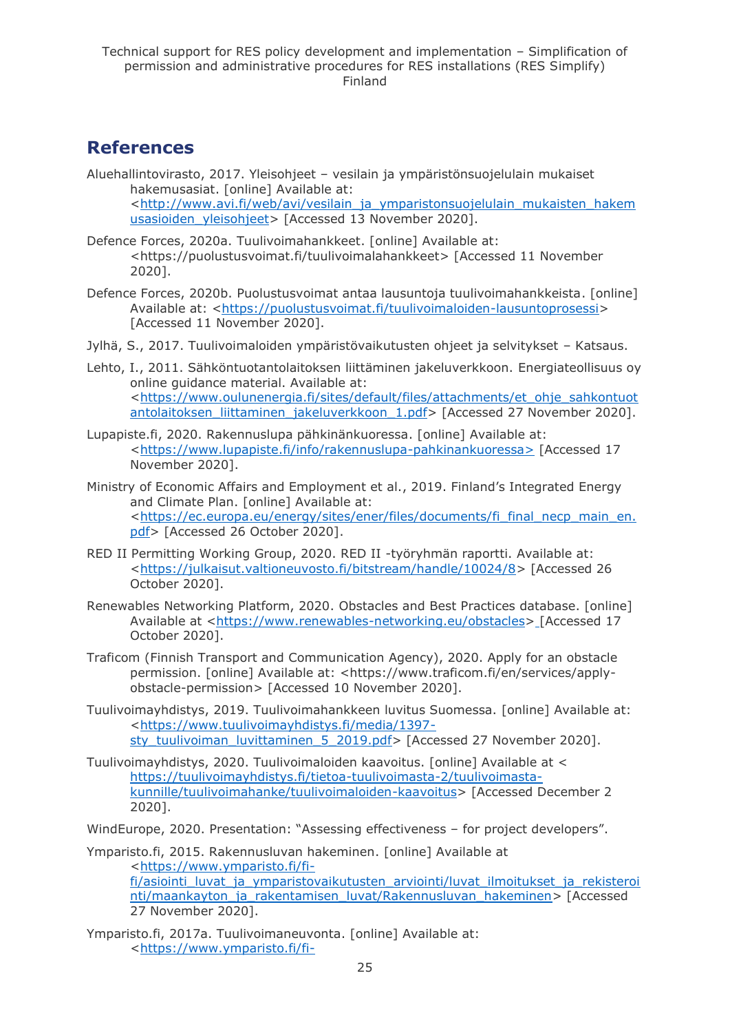# References

Aluehallintovirasto, 2017. Yleisohjeet – vesilain ja ympäristönsuojelulain mukaiset hakemusasiat. [online] Available at: <http://www.avi.fi/web/avi/vesilain_ja_ymparistonsuojelulain_mukaisten_hakemusasioiden_yleisohjeet> [Accessed 13 November 2020].

Defence Forces, 2020a. Tuulivoimahankkeet. [online] Available at: <https://puolustusvoimat.fi/tuulivoimalahankkeet> [Accessed 11 November 2020].

Defence Forces, 2020b. Puolustusvoimat antaa lausuntoja tuulivoimahankkeista. [online] Available at: <https://puolustusvoimat.fi/tuulivoimaloiden-lausuntoprosessi> [Accessed 11 November 2020].

Jylhä, S., 2017. Tuulivoimaloiden ympäristövaikutusten ohjeet ja selvitykset – Katsaus.

Lehto, I., 2011. Sähköntuotantolaitoksen liittäminen jakeluverkkoon. Energiateollisuus oy online guidance material. Available at: <https://www.oulunenergia.fi/sites/default/files/attachments/et_ohje_sahkontuotantolaitoksen_liittaminen_jakeluverkkoon_1.pdf> [Accessed 27 November 2020].

Lupapiste.fi, 2020. Rakennuslupa pähkinänkuoressa. [online] Available at: <https://www.lupapiste.fi/info/rakennuslupa-pahkinankuoressa> [Accessed 17 November 2020].

Ministry of Economic Affairs and Employment et al., 2019. Finland's Integrated Energy and Climate Plan. [online] Available at: <https://ec.europa.eu/energy/sites/ener/files/documents/fi_final_necp_main_en.pdf> [Accessed 26 October 2020].

RED II Permitting Working Group, 2020. RED II -työryhmän raportti. Available at: <https://julkaisut.valtioneuvosto.fi/bitstream/handle/10024/8> [Accessed 26 October 2020].

Renewables Networking Platform, 2020. Obstacles and Best Practices database. [online] Available at <https://www.renewables-networking.eu/obstacles> [Accessed 17 October 2020].

Traficom (Finnish Transport and Communication Agency), 2020. Apply for an obstacle permission. [online] Available at: <https://www.traficom.fi/en/services/apply-obstacle-permission> [Accessed 10 November 2020].

Tuulivoimayhdistys, 2019. Tuulivoimahankkeen luvitus Suomessa. [online] Available at: <https://www.tuulivoimayhdistys.fi/media/1397-sty_tuulivoiman_luvittaminen_5_2019.pdf> [Accessed 27 November 2020].

Tuulivoimayhdistys, 2020. Tuulivoimaloiden kaavoitus. [online] Available at < https://tuulivoimayhdistys.fi/tietoa-tuulivoimasta-2/tuulivoimasta-kunnille/tuulivoimahanke/tuulivoimaloiden-kaavoitus> [Accessed December 2 2020].

WindEurope, 2020. Presentation: "Assessing effectiveness – for project developers".

Ymparisto.fi, 2015. Rakennusluvan hakeminen. [online] Available at <https://www.ymparisto.fi/fi-fi/asiointi_luvat_ja_ymparistovaikutusten_arviointi/luvat_ilmoitukset_ja_rekisterointi/maankayton_ja_rakentamisen_luvat/Rakennusluvan_hakeminen> [Accessed 27 November 2020].

Ymparisto.fi, 2017a. Tuulivoimaneuvonta. [online] Available at: <https://www.ymparisto.fi/fi-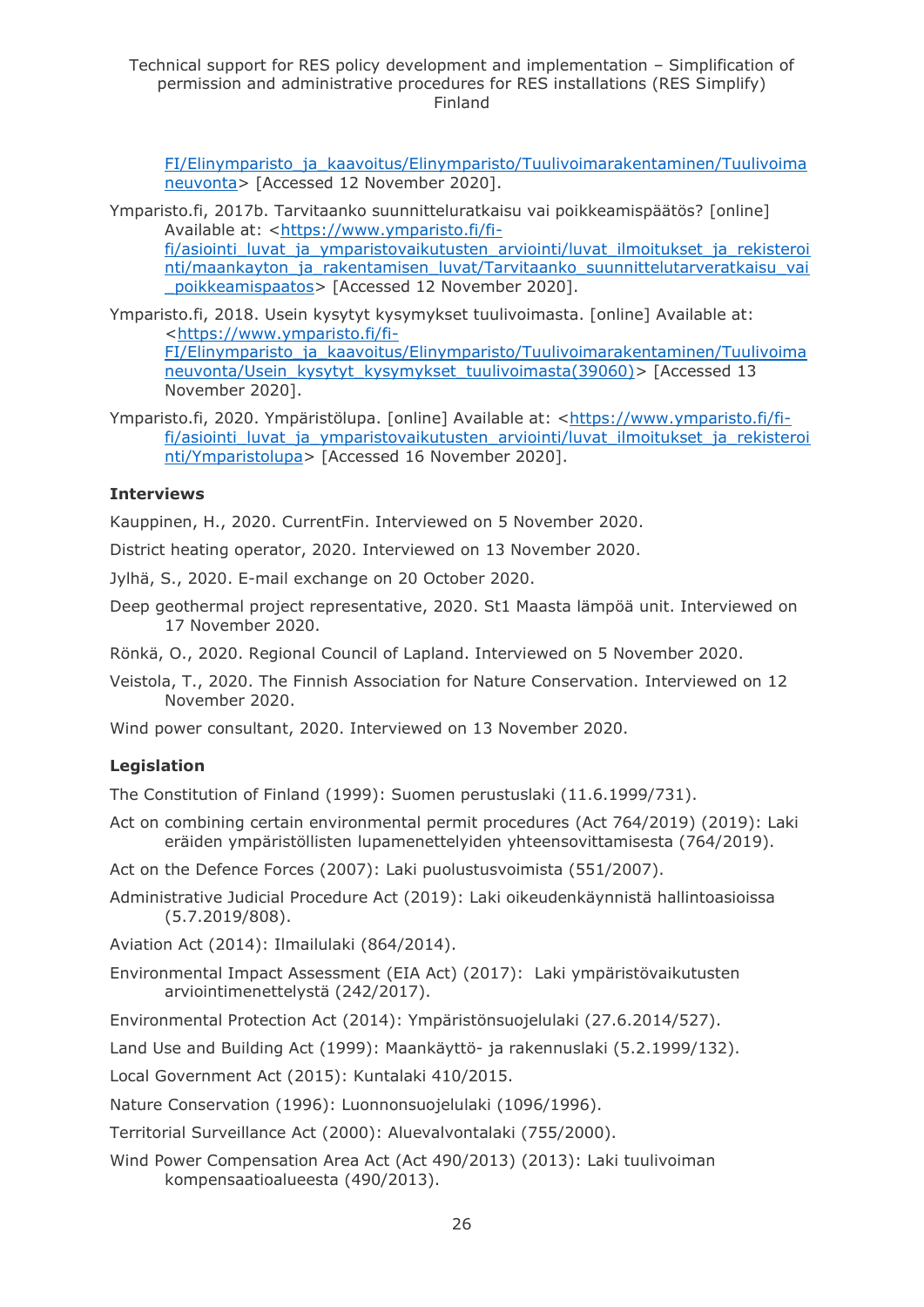FI/Elinymparisto_ja_kaavoitus/Elinymparisto/Tuulivoimarakentaminen/Tuulivoimaneuvonta> [Accessed 12 November 2020].

Ymparisto.fi, 2017b. Tarvitaanko suunnitteluratkaisu vai poikkeamispäätös? [online] Available at: <https://www.ymparisto.fi/fi-fi/asiointi_luvat_ja_ymparistovaikutusten_arviointi/luvat_ilmoitukset_ja_rekisterointi/maankayton_ja_rakentamisen_luvat/Tarvitaanko_suunnittelutarveratkaisu_vai_poikkeamispaatos> [Accessed 12 November 2020].

Ymparisto.fi, 2018. Usein kysytyt kysymykset tuulivoimasta. [online] Available at: <https://www.ymparisto.fi/fi-FI/Elinymparisto_ja_kaavoitus/Elinymparisto/Tuulivoimarakentaminen/Tuulivoimaneuvonta/Usein_kysytyt_kysymykset_tuulivoimasta(39060)> [Accessed 13 November 2020].

Ymparisto.fi, 2020. Ympäristölupa. [online] Available at: <https://www.ymparisto.fi/fi-fi/asiointi_luvat_ja_ymparistovaikutusten_arviointi/luvat_ilmoitukset_ja_rekisterointi/Ymparistolupa> [Accessed 16 November 2020].

**Interviews**

Kauppinen, H., 2020. CurrentFin. Interviewed on 5 November 2020.

District heating operator, 2020. Interviewed on 13 November 2020.

Jylhä, S., 2020. E-mail exchange on 20 October 2020.

Deep geothermal project representative, 2020. St1 Maasta lämpöä unit. Interviewed on 17 November 2020.

Rönkä, O., 2020. Regional Council of Lapland. Interviewed on 5 November 2020.

Veistola, T., 2020. The Finnish Association for Nature Conservation. Interviewed on 12 November 2020.

Wind power consultant, 2020. Interviewed on 13 November 2020.

**Legislation**

The Constitution of Finland (1999): Suomen perustuslaki (11.6.1999/731).

Act on combining certain environmental permit procedures (Act 764/2019) (2019): Laki eräiden ympäristöllisten lupamenettelyiden yhteensovittamisesta (764/2019).

Act on the Defence Forces (2007): Laki puolustusvoimista (551/2007).

Administrative Judicial Procedure Act (2019): Laki oikeudenkäynnistä hallintoasioissa (5.7.2019/808).

Aviation Act (2014): Ilmailulaki (864/2014).

Environmental Impact Assessment (EIA Act) (2017): Laki ympäristövaikutusten arviointimenettelystä (242/2017).

Environmental Protection Act (2014): Ympäristönsuojelulaki (27.6.2014/527).

Land Use and Building Act (1999): Maankäyttö- ja rakennuslaki (5.2.1999/132).

Local Government Act (2015): Kuntalaki 410/2015.

Nature Conservation (1996): Luonnonsuojelulaki (1096/1996).

Territorial Surveillance Act (2000): Aluevalvontalaki (755/2000).

Wind Power Compensation Area Act (Act 490/2013) (2013): Laki tuulivoiman kompensaatioalueesta (490/2013).